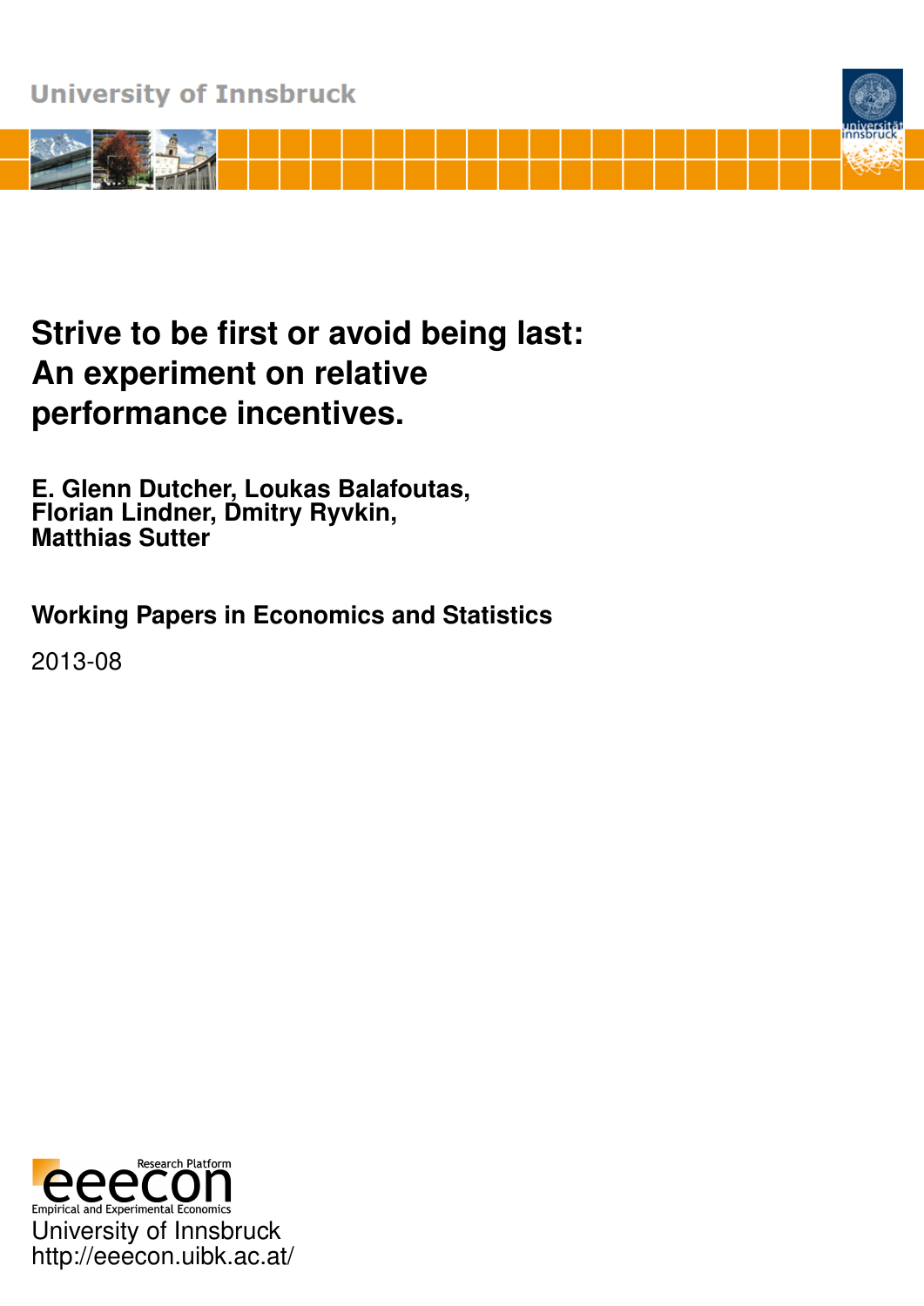University of Innsbruck

# Strive to be first or avoid being last: An experiment on relative performance incentives.

**E. Glenn Dutcher, Loukas Balafoutas, Florian Lindner, Dmitry Ryvkin, Matthias Sutter**

**Working Papers in Economics and Statistics**

2013-08

Research Platform eeecon
Empirical and Experimental Economics
University of Innsbruck
http://eeecon.uibk.ac.at/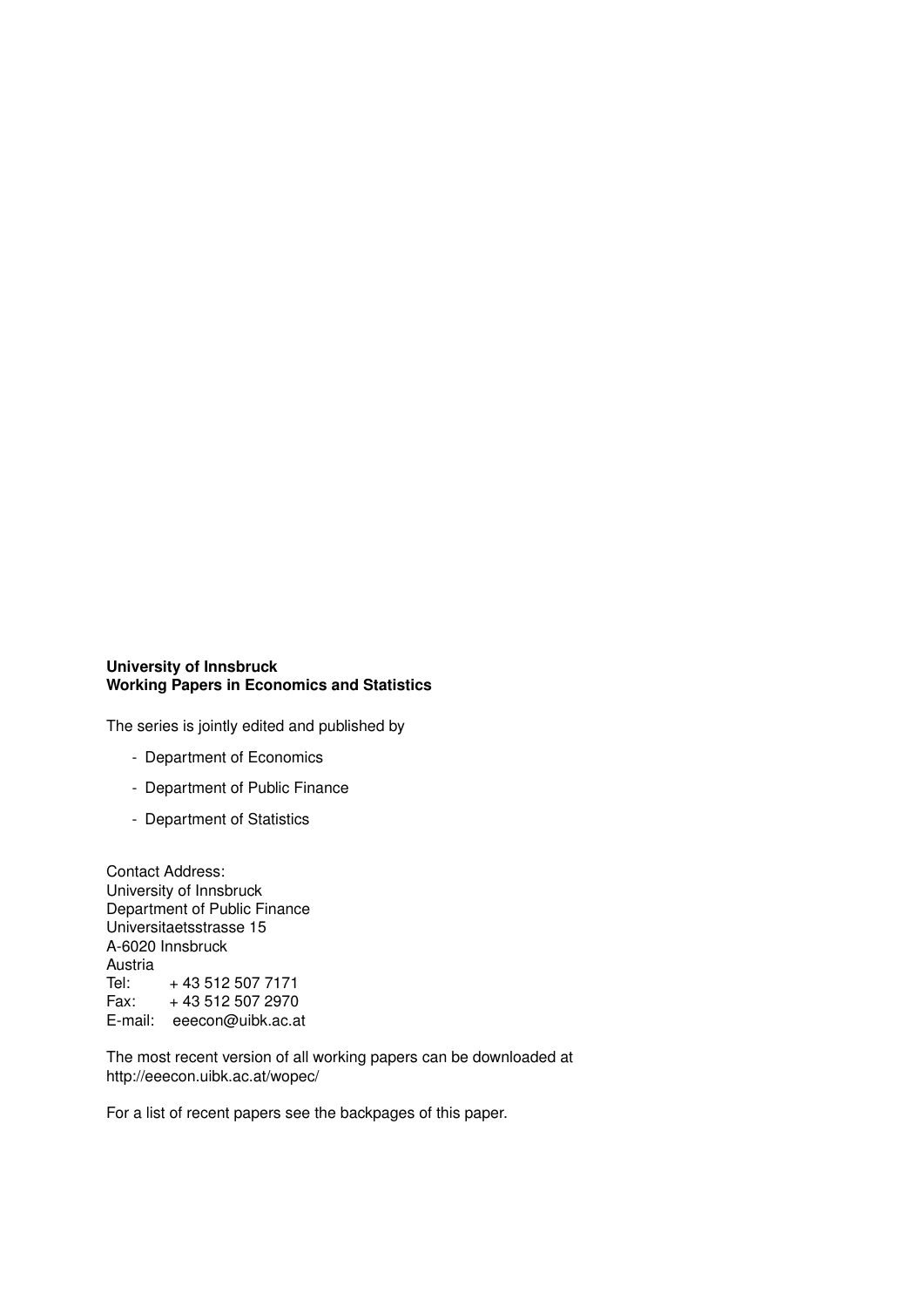**University of Innsbruck**
**Working Papers in Economics and Statistics**

The series is jointly edited and published by

- Department of Economics
- Department of Public Finance
- Department of Statistics

Contact Address:
University of Innsbruck
Department of Public Finance
Universitaetsstrasse 15
A-6020 Innsbruck
Austria
Tel: + 43 512 507 7171
Fax: + 43 512 507 2970
E-mail: eeecon@uibk.ac.at

The most recent version of all working papers can be downloaded at
http://eeecon.uibk.ac.at/wopec/

For a list of recent papers see the backpages of this paper.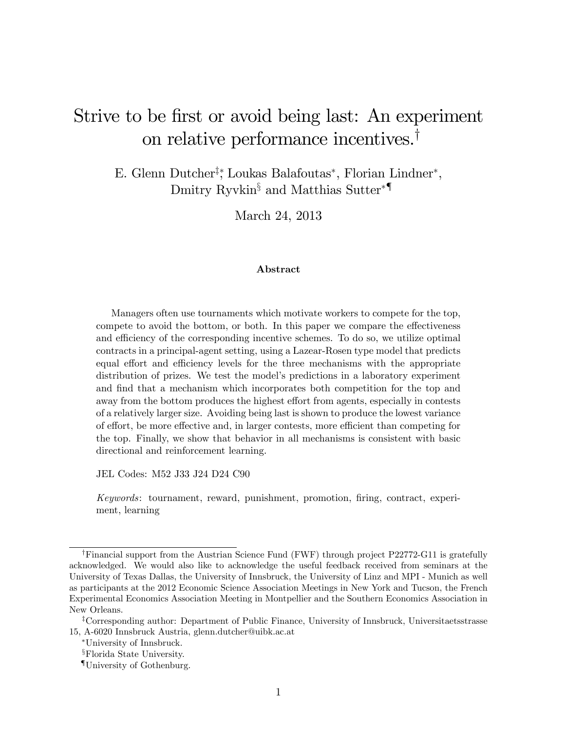# Strive to be first or avoid being last: An experiment on relative performance incentives.[†]

E. Glenn Dutcher[‡,*], Loukas Balafoutas[*], Florian Lindner[*], Dmitry Ryvkin[§] and Matthias Sutter[*,¶]

March 24, 2013

### Abstract

Managers often use tournaments which motivate workers to compete for the top, compete to avoid the bottom, or both. In this paper we compare the effectiveness and efficiency of the corresponding incentive schemes. To do so, we utilize optimal contracts in a principal-agent setting, using a Lazear-Rosen type model that predicts equal effort and efficiency levels for the three mechanisms with the appropriate distribution of prizes. We test the model's predictions in a laboratory experiment and find that a mechanism which incorporates both competition for the top and away from the bottom produces the highest effort from agents, especially in contests of a relatively larger size. Avoiding being last is shown to produce the lowest variance of effort, be more effective and, in larger contests, more efficient than competing for the top. Finally, we show that behavior in all mechanisms is consistent with basic directional and reinforcement learning.

JEL Codes: M52 J33 J24 D24 C90

*Keywords*: tournament, reward, punishment, promotion, firing, contract, experiment, learning

[†]Financial support from the Austrian Science Fund (FWF) through project P22772-G11 is gratefully acknowledged. We would also like to acknowledge the useful feedback received from seminars at the University of Texas Dallas, the University of Innsbruck, the University of Linz and MPI - Munich as well as participants at the 2012 Economic Science Association Meetings in New York and Tucson, the French Experimental Economics Association Meeting in Montpellier and the Southern Economics Association in New Orleans.

[‡]Corresponding author: Department of Public Finance, University of Innsbruck, Universitaetsstrasse 15, A-6020 Innsbruck Austria, glenn.dutcher@uibk.ac.at

[*]University of Innsbruck.

[§]Florida State University.

[¶]University of Gothenburg.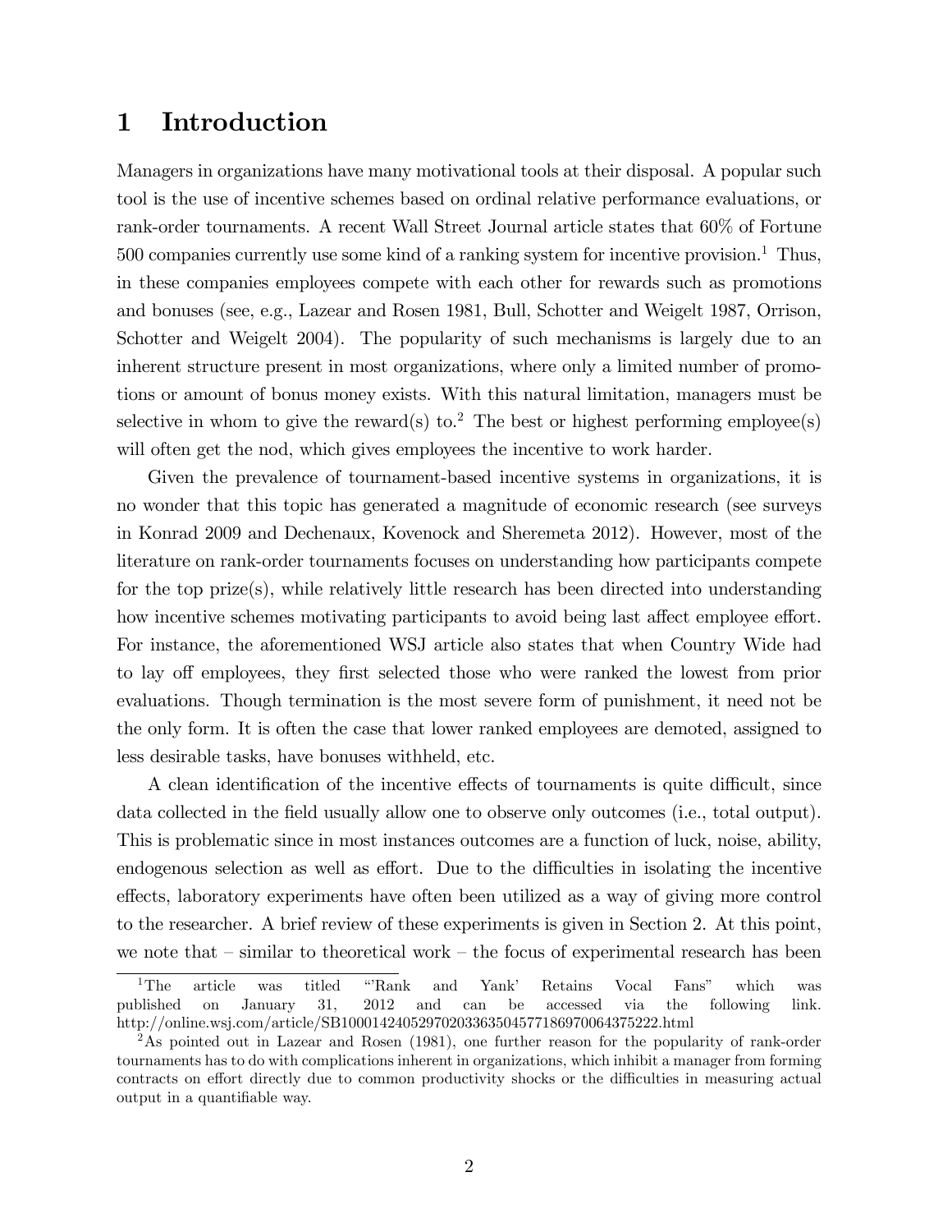# 1 Introduction

Managers in organizations have many motivational tools at their disposal. A popular such tool is the use of incentive schemes based on ordinal relative performance evaluations, or rank-order tournaments. A recent Wall Street Journal article states that 60% of Fortune 500 companies currently use some kind of a ranking system for incentive provision.[1] Thus, in these companies employees compete with each other for rewards such as promotions and bonuses (see, e.g., Lazear and Rosen 1981, Bull, Schotter and Weigelt 1987, Orrison, Schotter and Weigelt 2004). The popularity of such mechanisms is largely due to an inherent structure present in most organizations, where only a limited number of promotions or amount of bonus money exists. With this natural limitation, managers must be selective in whom to give the reward(s) to.[2] The best or highest performing employee(s) will often get the nod, which gives employees the incentive to work harder.

Given the prevalence of tournament-based incentive systems in organizations, it is no wonder that this topic has generated a magnitude of economic research (see surveys in Konrad 2009 and Dechenaux, Kovenock and Sheremeta 2012). However, most of the literature on rank-order tournaments focuses on understanding how participants compete for the top prize(s), while relatively little research has been directed into understanding how incentive schemes motivating participants to avoid being last affect employee effort. For instance, the aforementioned WSJ article also states that when Country Wide had to lay off employees, they first selected those who were ranked the lowest from prior evaluations. Though termination is the most severe form of punishment, it need not be the only form. It is often the case that lower ranked employees are demoted, assigned to less desirable tasks, have bonuses withheld, etc.

A clean identification of the incentive effects of tournaments is quite difficult, since data collected in the field usually allow one to observe only outcomes (i.e., total output). This is problematic since in most instances outcomes are a function of luck, noise, ability, endogenous selection as well as effort. Due to the difficulties in isolating the incentive effects, laboratory experiments have often been utilized as a way of giving more control to the researcher. A brief review of these experiments is given in Section 2. At this point, we note that – similar to theoretical work – the focus of experimental research has been

[1] The article was titled "'Rank and Yank' Retains Vocal Fans" which was published on January 31, 2012 and can be accessed via the following link. http://online.wsj.com/article/SB10001424052970203363504577186970064375222.html

[2] As pointed out in Lazear and Rosen (1981), one further reason for the popularity of rank-order tournaments has to do with complications inherent in organizations, which inhibit a manager from forming contracts on effort directly due to common productivity shocks or the difficulties in measuring actual output in a quantifiable way.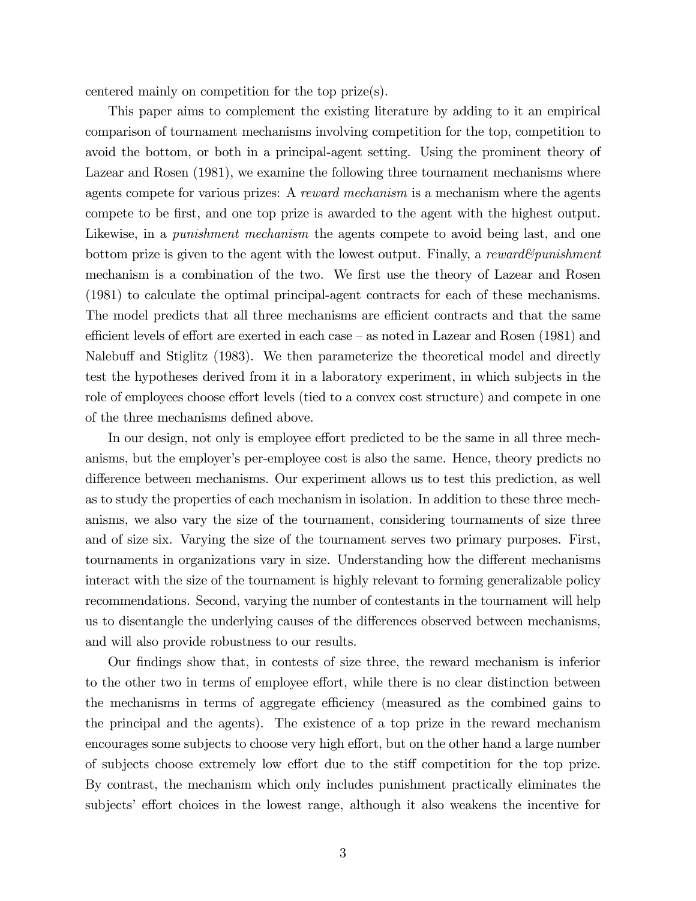centered mainly on competition for the top prize(s).

This paper aims to complement the existing literature by adding to it an empirical comparison of tournament mechanisms involving competition for the top, competition to avoid the bottom, or both in a principal-agent setting. Using the prominent theory of Lazear and Rosen (1981), we examine the following three tournament mechanisms where agents compete for various prizes: A *reward mechanism* is a mechanism where the agents compete to be first, and one top prize is awarded to the agent with the highest output. Likewise, in a *punishment mechanism* the agents compete to avoid being last, and one bottom prize is given to the agent with the lowest output. Finally, a *reward&punishment* mechanism is a combination of the two. We first use the theory of Lazear and Rosen (1981) to calculate the optimal principal-agent contracts for each of these mechanisms. The model predicts that all three mechanisms are efficient contracts and that the same efficient levels of effort are exerted in each case – as noted in Lazear and Rosen (1981) and Nalebuff and Stiglitz (1983). We then parameterize the theoretical model and directly test the hypotheses derived from it in a laboratory experiment, in which subjects in the role of employees choose effort levels (tied to a convex cost structure) and compete in one of the three mechanisms defined above.

In our design, not only is employee effort predicted to be the same in all three mechanisms, but the employer's per-employee cost is also the same. Hence, theory predicts no difference between mechanisms. Our experiment allows us to test this prediction, as well as to study the properties of each mechanism in isolation. In addition to these three mechanisms, we also vary the size of the tournament, considering tournaments of size three and of size six. Varying the size of the tournament serves two primary purposes. First, tournaments in organizations vary in size. Understanding how the different mechanisms interact with the size of the tournament is highly relevant to forming generalizable policy recommendations. Second, varying the number of contestants in the tournament will help us to disentangle the underlying causes of the differences observed between mechanisms, and will also provide robustness to our results.

Our findings show that, in contests of size three, the reward mechanism is inferior to the other two in terms of employee effort, while there is no clear distinction between the mechanisms in terms of aggregate efficiency (measured as the combined gains to the principal and the agents). The existence of a top prize in the reward mechanism encourages some subjects to choose very high effort, but on the other hand a large number of subjects choose extremely low effort due to the stiff competition for the top prize. By contrast, the mechanism which only includes punishment practically eliminates the subjects' effort choices in the lowest range, although it also weakens the incentive for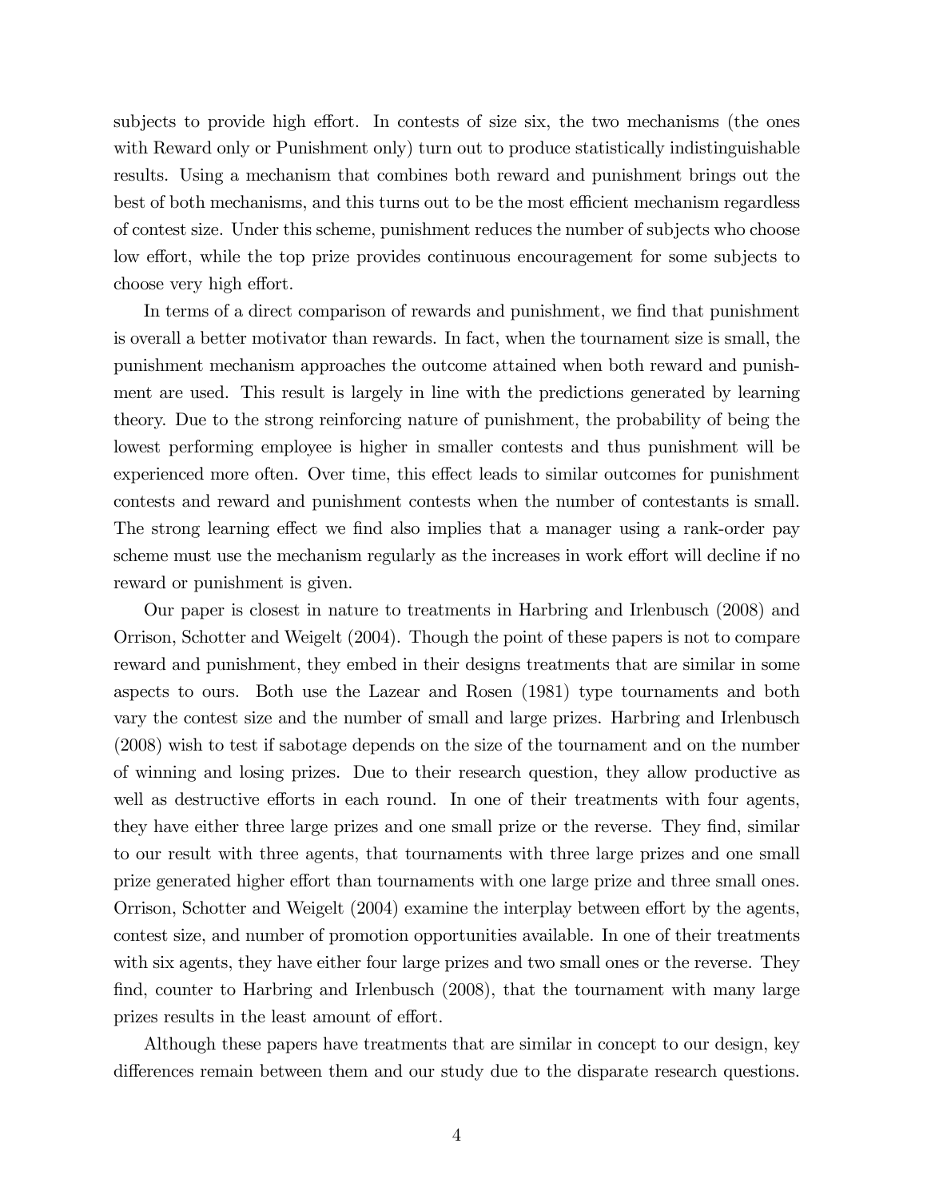subjects to provide high effort. In contests of size six, the two mechanisms (the ones with Reward only or Punishment only) turn out to produce statistically indistinguishable results. Using a mechanism that combines both reward and punishment brings out the best of both mechanisms, and this turns out to be the most efficient mechanism regardless of contest size. Under this scheme, punishment reduces the number of subjects who choose low effort, while the top prize provides continuous encouragement for some subjects to choose very high effort.

In terms of a direct comparison of rewards and punishment, we find that punishment is overall a better motivator than rewards. In fact, when the tournament size is small, the punishment mechanism approaches the outcome attained when both reward and punishment are used. This result is largely in line with the predictions generated by learning theory. Due to the strong reinforcing nature of punishment, the probability of being the lowest performing employee is higher in smaller contests and thus punishment will be experienced more often. Over time, this effect leads to similar outcomes for punishment contests and reward and punishment contests when the number of contestants is small. The strong learning effect we find also implies that a manager using a rank-order pay scheme must use the mechanism regularly as the increases in work effort will decline if no reward or punishment is given.

Our paper is closest in nature to treatments in Harbring and Irlenbusch (2008) and Orrison, Schotter and Weigelt (2004). Though the point of these papers is not to compare reward and punishment, they embed in their designs treatments that are similar in some aspects to ours. Both use the Lazear and Rosen (1981) type tournaments and both vary the contest size and the number of small and large prizes. Harbring and Irlenbusch (2008) wish to test if sabotage depends on the size of the tournament and on the number of winning and losing prizes. Due to their research question, they allow productive as well as destructive efforts in each round. In one of their treatments with four agents, they have either three large prizes and one small prize or the reverse. They find, similar to our result with three agents, that tournaments with three large prizes and one small prize generated higher effort than tournaments with one large prize and three small ones. Orrison, Schotter and Weigelt (2004) examine the interplay between effort by the agents, contest size, and number of promotion opportunities available. In one of their treatments with six agents, they have either four large prizes and two small ones or the reverse. They find, counter to Harbring and Irlenbusch (2008), that the tournament with many large prizes results in the least amount of effort.

Although these papers have treatments that are similar in concept to our design, key differences remain between them and our study due to the disparate research questions.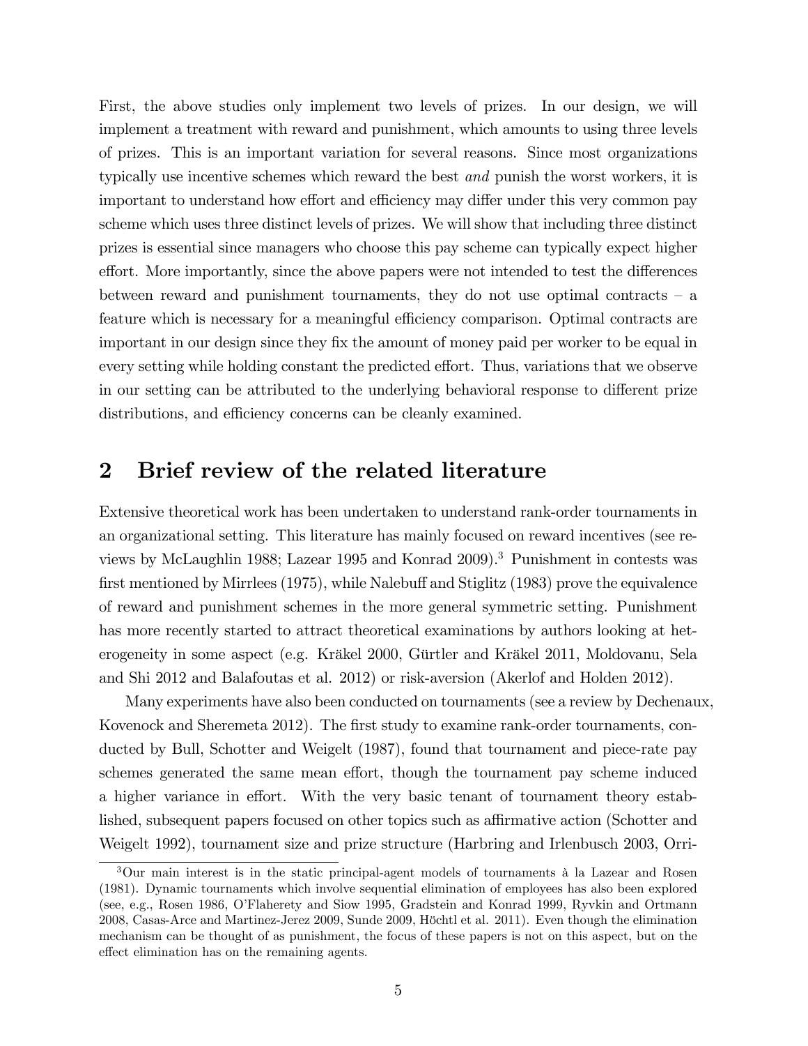First, the above studies only implement two levels of prizes. In our design, we will implement a treatment with reward and punishment, which amounts to using three levels of prizes. This is an important variation for several reasons. Since most organizations typically use incentive schemes which reward the best *and* punish the worst workers, it is important to understand how effort and efficiency may differ under this very common pay scheme which uses three distinct levels of prizes. We will show that including three distinct prizes is essential since managers who choose this pay scheme can typically expect higher effort. More importantly, since the above papers were not intended to test the differences between reward and punishment tournaments, they do not use optimal contracts – a feature which is necessary for a meaningful efficiency comparison. Optimal contracts are important in our design since they fix the amount of money paid per worker to be equal in every setting while holding constant the predicted effort. Thus, variations that we observe in our setting can be attributed to the underlying behavioral response to different prize distributions, and efficiency concerns can be cleanly examined.

## 2 Brief review of the related literature

Extensive theoretical work has been undertaken to understand rank-order tournaments in an organizational setting. This literature has mainly focused on reward incentives (see reviews by McLaughlin 1988; Lazear 1995 and Konrad 2009).[3] Punishment in contests was first mentioned by Mirrlees (1975), while Nalebuff and Stiglitz (1983) prove the equivalence of reward and punishment schemes in the more general symmetric setting. Punishment has more recently started to attract theoretical examinations by authors looking at heterogeneity in some aspect (e.g. Kräkel 2000, Gürtler and Kräkel 2011, Moldovanu, Sela and Shi 2012 and Balafoutas et al. 2012) or risk-aversion (Akerlof and Holden 2012).

Many experiments have also been conducted on tournaments (see a review by Dechenaux, Kovenock and Sheremeta 2012). The first study to examine rank-order tournaments, conducted by Bull, Schotter and Weigelt (1987), found that tournament and piece-rate pay schemes generated the same mean effort, though the tournament pay scheme induced a higher variance in effort. With the very basic tenant of tournament theory established, subsequent papers focused on other topics such as affirmative action (Schotter and Weigelt 1992), tournament size and prize structure (Harbring and Irlenbusch 2003, Orri-

[3] Our main interest is in the static principal-agent models of tournaments à la Lazear and Rosen (1981). Dynamic tournaments which involve sequential elimination of employees has also been explored (see, e.g., Rosen 1986, O'Flaherety and Siow 1995, Gradstein and Konrad 1999, Ryvkin and Ortmann 2008, Casas-Arce and Martinez-Jerez 2009, Sunde 2009, Höchtl et al. 2011). Even though the elimination mechanism can be thought of as punishment, the focus of these papers is not on this aspect, but on the effect elimination has on the remaining agents.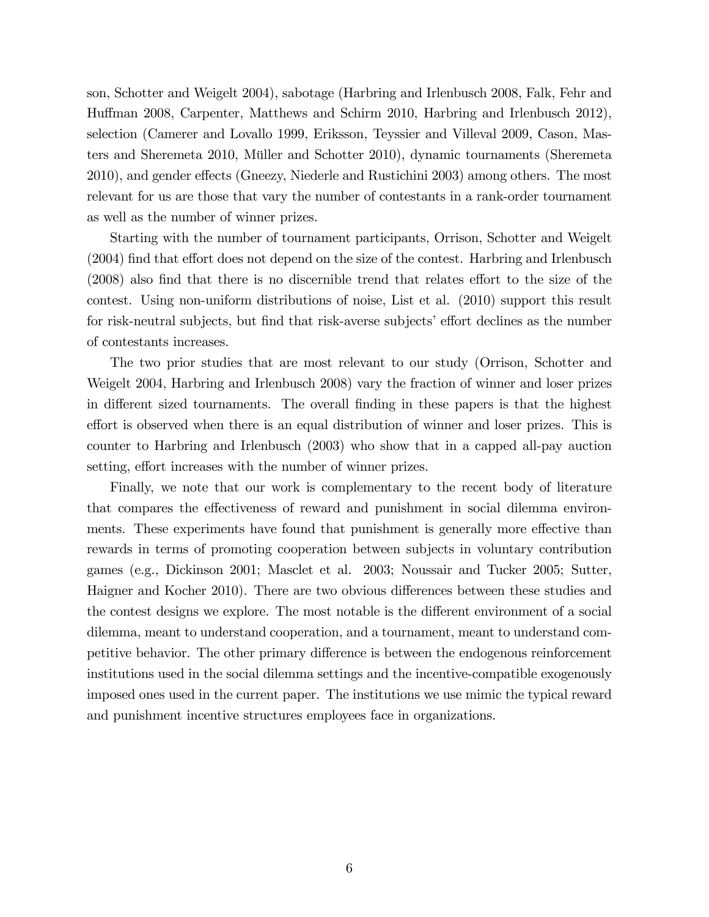son, Schotter and Weigelt 2004), sabotage (Harbring and Irlenbusch 2008, Falk, Fehr and Huffman 2008, Carpenter, Matthews and Schirm 2010, Harbring and Irlenbusch 2012), selection (Camerer and Lovallo 1999, Eriksson, Teyssier and Villeval 2009, Cason, Masters and Sheremeta 2010, Müller and Schotter 2010), dynamic tournaments (Sheremeta 2010), and gender effects (Gneezy, Niederle and Rustichini 2003) among others. The most relevant for us are those that vary the number of contestants in a rank-order tournament as well as the number of winner prizes.

Starting with the number of tournament participants, Orrison, Schotter and Weigelt (2004) find that effort does not depend on the size of the contest. Harbring and Irlenbusch (2008) also find that there is no discernible trend that relates effort to the size of the contest. Using non-uniform distributions of noise, List et al. (2010) support this result for risk-neutral subjects, but find that risk-averse subjects' effort declines as the number of contestants increases.

The two prior studies that are most relevant to our study (Orrison, Schotter and Weigelt 2004, Harbring and Irlenbusch 2008) vary the fraction of winner and loser prizes in different sized tournaments. The overall finding in these papers is that the highest effort is observed when there is an equal distribution of winner and loser prizes. This is counter to Harbring and Irlenbusch (2003) who show that in a capped all-pay auction setting, effort increases with the number of winner prizes.

Finally, we note that our work is complementary to the recent body of literature that compares the effectiveness of reward and punishment in social dilemma environments. These experiments have found that punishment is generally more effective than rewards in terms of promoting cooperation between subjects in voluntary contribution games (e.g., Dickinson 2001; Masclet et al. 2003; Noussair and Tucker 2005; Sutter, Haigner and Kocher 2010). There are two obvious differences between these studies and the contest designs we explore. The most notable is the different environment of a social dilemma, meant to understand cooperation, and a tournament, meant to understand competitive behavior. The other primary difference is between the endogenous reinforcement institutions used in the social dilemma settings and the incentive-compatible exogenously imposed ones used in the current paper. The institutions we use mimic the typical reward and punishment incentive structures employees face in organizations.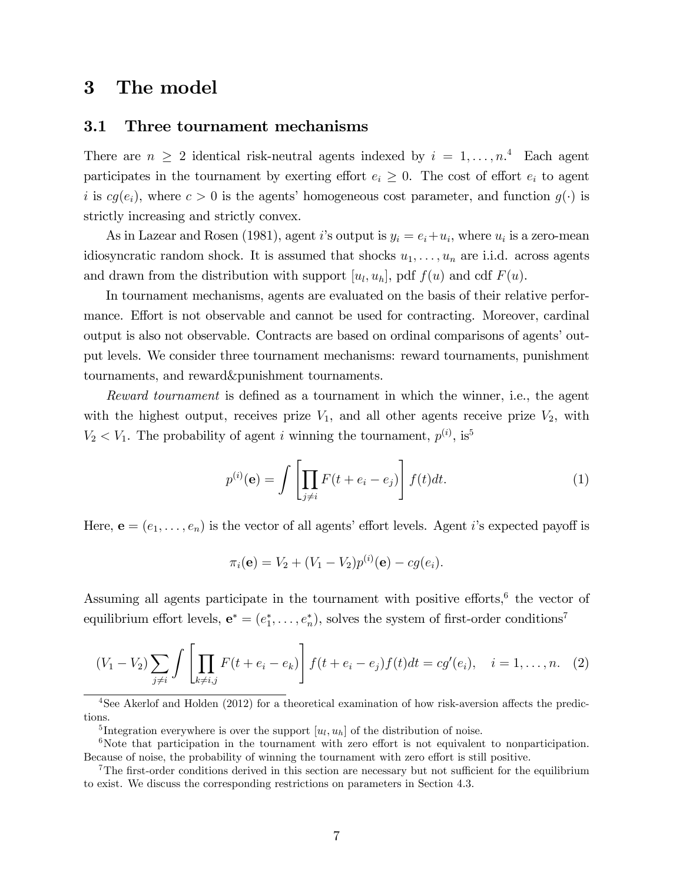# 3 The model

## 3.1 Three tournament mechanisms

There are $n \geq 2$ identical risk-neutral agents indexed by $i = 1, \ldots, n$.[4] Each agent participates in the tournament by exerting effort $e_i \geq 0$. The cost of effort $e_i$ to agent $i$ is $cg(e_i)$, where $c > 0$ is the agents' homogeneous cost parameter, and function $g(\cdot)$ is strictly increasing and strictly convex.

As in Lazear and Rosen (1981), agent $i$'s output is $y_i = e_i + u_i$, where $u_i$ is a zero-mean idiosyncratic random shock. It is assumed that shocks $u_1, \ldots, u_n$ are i.i.d. across agents and drawn from the distribution with support $[u_l, u_h]$, pdf $f(u)$ and cdf $F(u)$.

In tournament mechanisms, agents are evaluated on the basis of their relative performance. Effort is not observable and cannot be used for contracting. Moreover, cardinal output is also not observable. Contracts are based on ordinal comparisons of agents' output levels. We consider three tournament mechanisms: reward tournaments, punishment tournaments, and reward&punishment tournaments.

*Reward tournament* is defined as a tournament in which the winner, i.e., the agent with the highest output, receives prize $V_1$, and all other agents receive prize $V_2$, with $V_2 < V_1$. The probability of agent $i$ winning the tournament, $p^{(i)}$, is[5]

$$p^{(i)}(\mathbf{e}) = \int \left[ \prod_{j \neq i} F(t + e_i - e_j) \right] f(t) dt. \tag{1}$$

Here, $\mathbf{e} = (e_1, \ldots, e_n)$ is the vector of all agents' effort levels. Agent $i$'s expected payoff is

$$\pi_i(\mathbf{e}) = V_2 + (V_1 - V_2) p^{(i)}(\mathbf{e}) - cg(e_i).$$

Assuming all agents participate in the tournament with positive efforts,[6] the vector of equilibrium effort levels, $\mathbf{e}^* = (e_1^*, \ldots, e_n^*)$, solves the system of first-order conditions[7]

$$(V_1 - V_2) \sum_{j \neq i} \int \left[ \prod_{k \neq i,j} F(t + e_i - e_k) \right] f(t + e_i - e_j) f(t) dt = cg'(e_i), \quad i = 1, \ldots, n. \tag{2}$$

[4] See Akerlof and Holden (2012) for a theoretical examination of how risk-aversion affects the predictions.

[5] Integration everywhere is over the support $[u_l, u_h]$ of the distribution of noise.

[6] Note that participation in the tournament with zero effort is not equivalent to nonparticipation. Because of noise, the probability of winning the tournament with zero effort is still positive.

[7] The first-order conditions derived in this section are necessary but not sufficient for the equilibrium to exist. We discuss the corresponding restrictions on parameters in Section 4.3.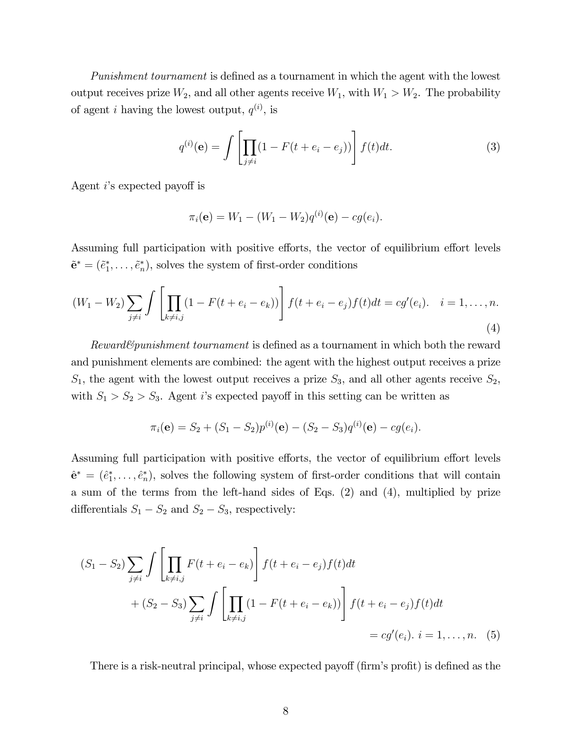*Punishment tournament* is defined as a tournament in which the agent with the lowest output receives prize $W_2$, and all other agents receive $W_1$, with $W_1 > W_2$. The probability of agent $i$ having the lowest output, $q^{(i)}$, is

$$q^{(i)}(\mathbf{e}) = \int \left[ \prod_{j \neq i} (1 - F(t + e_i - e_j)) \right] f(t) dt. \tag{3}$$

Agent $i$'s expected payoff is

$$\pi_i(\mathbf{e}) = W_1 - (W_1 - W_2) q^{(i)}(\mathbf{e}) - cg(e_i).$$

Assuming full participation with positive efforts, the vector of equilibrium effort levels $\tilde{\mathbf{e}}^* = (\tilde{e}_1^*, \ldots, \tilde{e}_n^*)$, solves the system of first-order conditions

$$(W_1 - W_2) \sum_{j \neq i} \int \left[ \prod_{k \neq i,j} (1 - F(t + e_i - e_k)) \right] f(t + e_i - e_j) f(t) dt = cg'(e_i). \quad i = 1, \ldots, n. \tag{4}$$

*Reward&punishment tournament* is defined as a tournament in which both the reward and punishment elements are combined: the agent with the highest output receives a prize $S_1$, the agent with the lowest output receives a prize $S_3$, and all other agents receive $S_2$, with $S_1 > S_2 > S_3$. Agent $i$'s expected payoff in this setting can be written as

$$\pi_i(\mathbf{e}) = S_2 + (S_1 - S_2) p^{(i)}(\mathbf{e}) - (S_2 - S_3) q^{(i)}(\mathbf{e}) - cg(e_i).$$

Assuming full participation with positive efforts, the vector of equilibrium effort levels $\hat{\mathbf{e}}^* = (\hat{e}_1^*, \ldots, \hat{e}_n^*)$, solves the following system of first-order conditions that will contain a sum of the terms from the left-hand sides of Eqs. (2) and (4), multiplied by prize differentials $S_1 - S_2$ and $S_2 - S_3$, respectively:

$$\begin{aligned}
(S_1 - S_2) \sum_{j \neq i} \int & \left[ \prod_{k \neq i,j} F(t + e_i - e_k) \right] f(t + e_i - e_j) f(t) dt \\
&+ (S_2 - S_3) \sum_{j \neq i} \int \left[ \prod_{k \neq i,j} (1 - F(t + e_i - e_k)) \right] f(t + e_i - e_j) f(t) dt \\
&= cg'(e_i). \; i = 1, \ldots, n.
\end{aligned} \tag{5}$$

There is a risk-neutral principal, whose expected payoff (firm's profit) is defined as the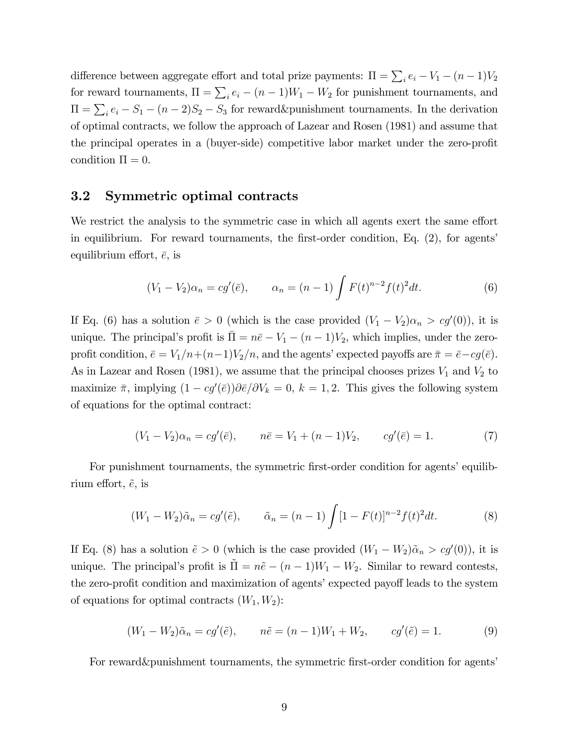difference between aggregate effort and total prize payments: $\Pi = \sum_i e_i - V_1 - (n-1)V_2$ for reward tournaments, $\Pi = \sum_i e_i - (n-1)W_1 - W_2$ for punishment tournaments, and $\Pi = \sum_i e_i - S_1 - (n-2)S_2 - S_3$ for reward&punishment tournaments. In the derivation of optimal contracts, we follow the approach of Lazear and Rosen (1981) and assume that the principal operates in a (buyer-side) competitive labor market under the zero-profit condition $\Pi = 0$.

## 3.2 Symmetric optimal contracts

We restrict the analysis to the symmetric case in which all agents exert the same effort in equilibrium. For reward tournaments, the first-order condition, Eq. (2), for agents' equilibrium effort, $\bar{e}$, is

$$(V_1 - V_2)\alpha_n = cg'(\bar{e}), \qquad \alpha_n = (n-1)\int F(t)^{n-2} f(t)^2 dt. \tag{6}$$

If Eq. (6) has a solution $\bar{e} > 0$ (which is the case provided $(V_1 - V_2)\alpha_n > cg'(0)$), it is unique. The principal's profit is $\bar{\Pi} = n\bar{e} - V_1 - (n-1)V_2$, which implies, under the zero-profit condition, $\bar{e} = V_1/n + (n-1)V_2/n$, and the agents' expected payoffs are $\bar{\pi} = \bar{e} - cg(\bar{e})$. As in Lazear and Rosen (1981), we assume that the principal chooses prizes $V_1$ and $V_2$ to maximize $\bar{\pi}$, implying $(1 - cg'(\bar{e}))\partial\bar{e}/\partial V_k = 0$, $k = 1, 2$. This gives the following system of equations for the optimal contract:

$$(V_1 - V_2)\alpha_n = cg'(\bar{e}), \qquad n\bar{e} = V_1 + (n-1)V_2, \qquad cg'(\bar{e}) = 1. \tag{7}$$

For punishment tournaments, the symmetric first-order condition for agents' equilibrium effort, $\tilde{e}$, is

$$(W_1 - W_2)\tilde{\alpha}_n = cg'(\tilde{e}), \qquad \tilde{\alpha}_n = (n-1)\int [1 - F(t)]^{n-2} f(t)^2 dt. \tag{8}$$

If Eq. (8) has a solution $\tilde{e} > 0$ (which is the case provided $(W_1 - W_2)\tilde{\alpha}_n > cg'(0)$), it is unique. The principal's profit is $\tilde{\Pi} = n\tilde{e} - (n-1)W_1 - W_2$. Similar to reward contests, the zero-profit condition and maximization of agents' expected payoff leads to the system of equations for optimal contracts $(W_1, W_2)$:

$$(W_1 - W_2)\tilde{\alpha}_n = cg'(\tilde{e}), \qquad n\tilde{e} = (n-1)W_1 + W_2, \qquad cg'(\tilde{e}) = 1. \tag{9}$$

For reward&punishment tournaments, the symmetric first-order condition for agents'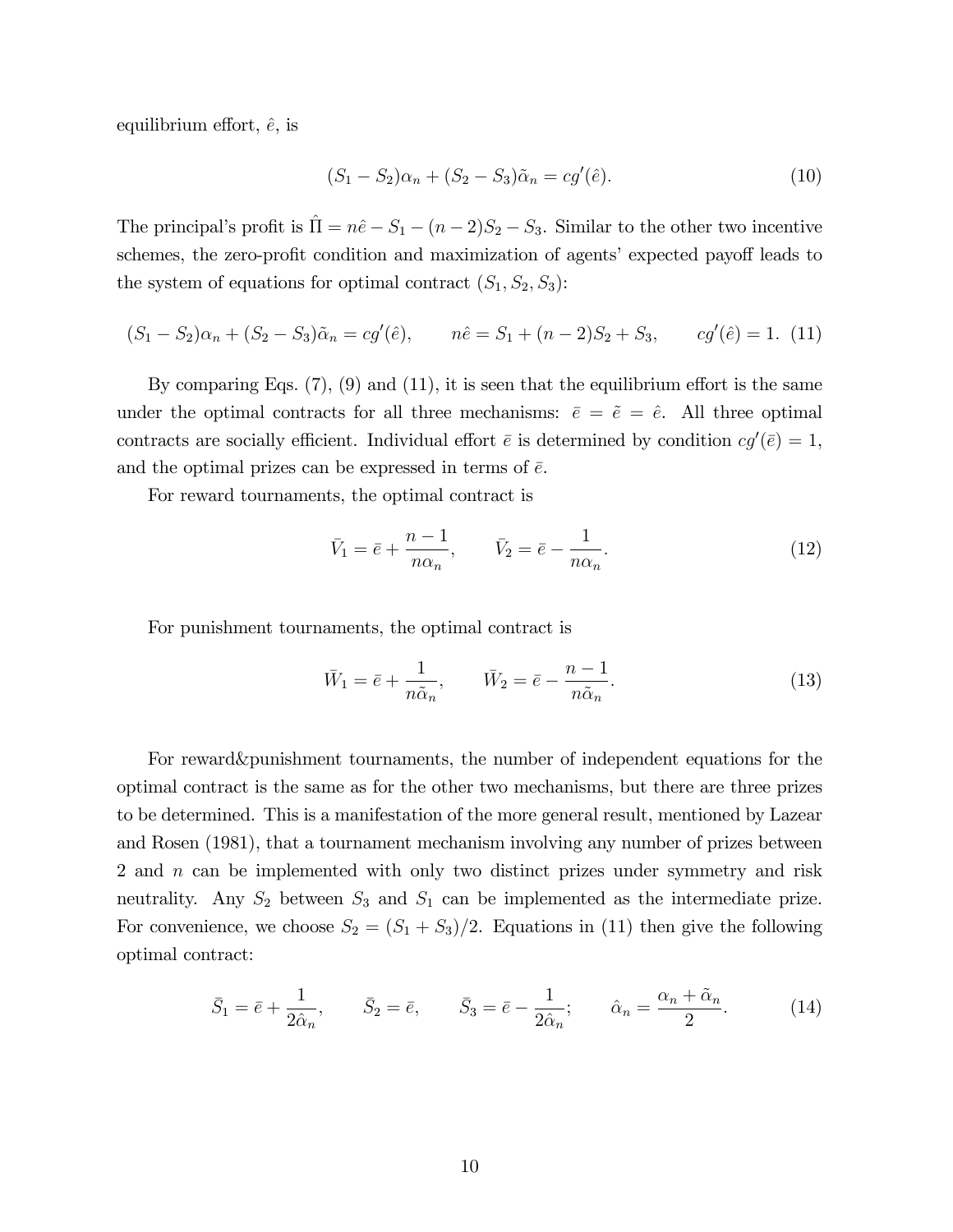equilibrium effort, $\hat{e}$, is

$$(S_1 - S_2)\alpha_n + (S_2 - S_3)\tilde{\alpha}_n = cg'(\hat{e}). \tag{10}$$

The principal's profit is $\hat{\Pi} = n\hat{e} - S_1 - (n-2)S_2 - S_3$. Similar to the other two incentive schemes, the zero-profit condition and maximization of agents' expected payoff leads to the system of equations for optimal contract $(S_1, S_2, S_3)$:

$$(S_1 - S_2)\alpha_n + (S_2 - S_3)\tilde{\alpha}_n = cg'(\hat{e}), \qquad n\hat{e} = S_1 + (n-2)S_2 + S_3, \qquad cg'(\hat{e}) = 1. \tag{11}$$

By comparing Eqs. (7), (9) and (11), it is seen that the equilibrium effort is the same under the optimal contracts for all three mechanisms: $\bar{e} = \tilde{e} = \hat{e}$. All three optimal contracts are socially efficient. Individual effort $\bar{e}$ is determined by condition $cg'(\bar{e}) = 1$, and the optimal prizes can be expressed in terms of $\bar{e}$.

For reward tournaments, the optimal contract is

$$\bar{V}_1 = \bar{e} + \frac{n-1}{n\alpha_n}, \qquad \bar{V}_2 = \bar{e} - \frac{1}{n\alpha_n}. \tag{12}$$

For punishment tournaments, the optimal contract is

$$\bar{W}_1 = \bar{e} + \frac{1}{n\tilde{\alpha}_n}, \qquad \bar{W}_2 = \bar{e} - \frac{n-1}{n\tilde{\alpha}_n}. \tag{13}$$

For reward&punishment tournaments, the number of independent equations for the optimal contract is the same as for the other two mechanisms, but there are three prizes to be determined. This is a manifestation of the more general result, mentioned by Lazear and Rosen (1981), that a tournament mechanism involving any number of prizes between 2 and $n$ can be implemented with only two distinct prizes under symmetry and risk neutrality. Any $S_2$ between $S_3$ and $S_1$ can be implemented as the intermediate prize. For convenience, we choose $S_2 = (S_1 + S_3)/2$. Equations in (11) then give the following optimal contract:

$$\bar{S}_1 = \bar{e} + \frac{1}{2\hat{\alpha}_n}, \qquad \bar{S}_2 = \bar{e}, \qquad \bar{S}_3 = \bar{e} - \frac{1}{2\hat{\alpha}_n}; \qquad \hat{\alpha}_n = \frac{\alpha_n + \tilde{\alpha}_n}{2}. \tag{14}$$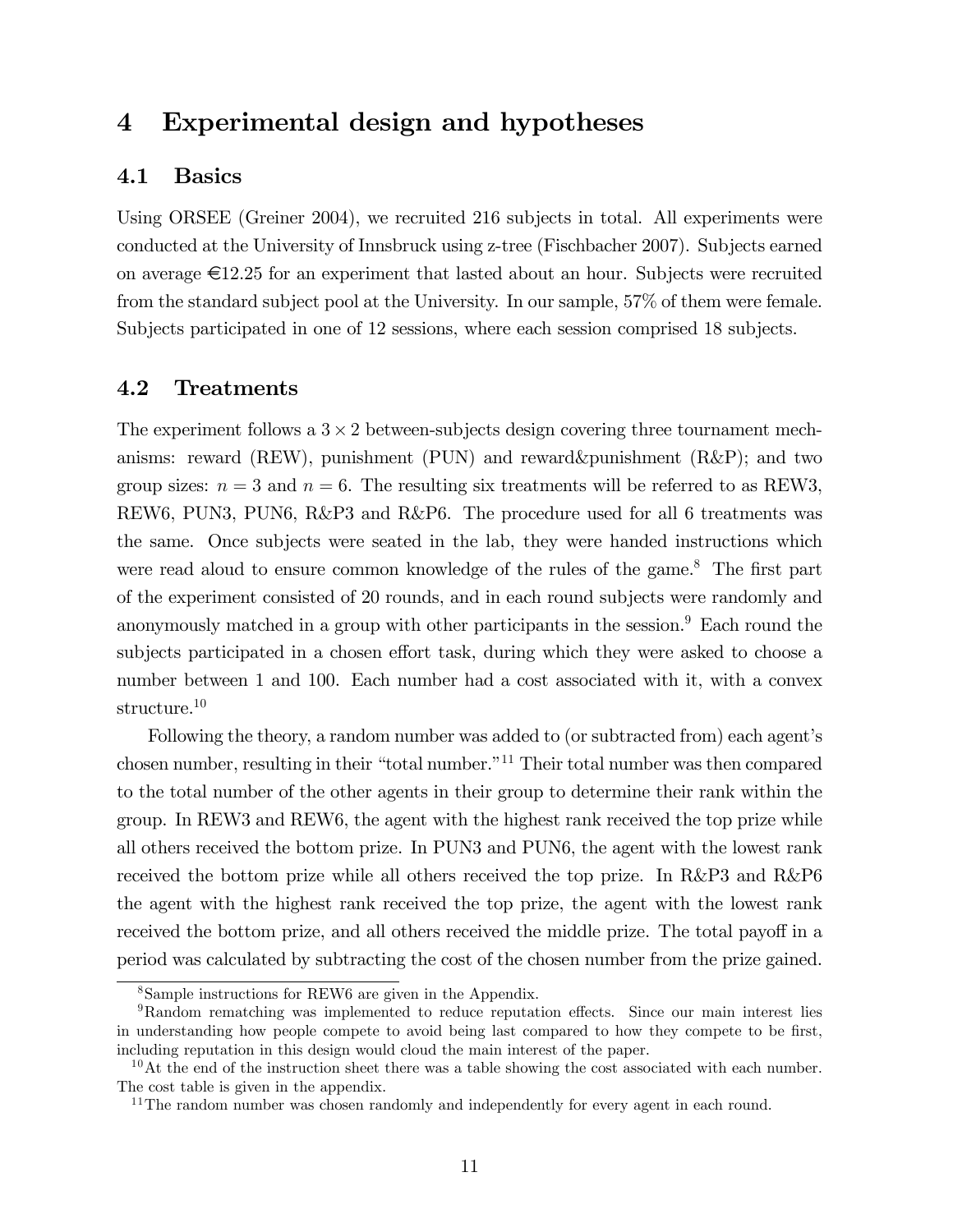# 4 Experimental design and hypotheses

## 4.1 Basics

Using ORSEE (Greiner 2004), we recruited 216 subjects in total. All experiments were conducted at the University of Innsbruck using z-tree (Fischbacher 2007). Subjects earned on average €12.25 for an experiment that lasted about an hour. Subjects were recruited from the standard subject pool at the University. In our sample, 57% of them were female. Subjects participated in one of 12 sessions, where each session comprised 18 subjects.

## 4.2 Treatments

The experiment follows a $3 \times 2$ between-subjects design covering three tournament mechanisms: reward (REW), punishment (PUN) and reward&punishment (R&P); and two group sizes: $n = 3$ and $n = 6$. The resulting six treatments will be referred to as REW3, REW6, PUN3, PUN6, R&P3 and R&P6. The procedure used for all 6 treatments was the same. Once subjects were seated in the lab, they were handed instructions which were read aloud to ensure common knowledge of the rules of the game.[8] The first part of the experiment consisted of 20 rounds, and in each round subjects were randomly and anonymously matched in a group with other participants in the session.[9] Each round the subjects participated in a chosen effort task, during which they were asked to choose a number between 1 and 100. Each number had a cost associated with it, with a convex structure.[10]

Following the theory, a random number was added to (or subtracted from) each agent's chosen number, resulting in their "total number."[11] Their total number was then compared to the total number of the other agents in their group to determine their rank within the group. In REW3 and REW6, the agent with the highest rank received the top prize while all others received the bottom prize. In PUN3 and PUN6, the agent with the lowest rank received the bottom prize while all others received the top prize. In R&P3 and R&P6 the agent with the highest rank received the top prize, the agent with the lowest rank received the bottom prize, and all others received the middle prize. The total payoff in a period was calculated by subtracting the cost of the chosen number from the prize gained.

[8] Sample instructions for REW6 are given in the Appendix.

[9] Random rematching was implemented to reduce reputation effects. Since our main interest lies in understanding how people compete to avoid being last compared to how they compete to be first, including reputation in this design would cloud the main interest of the paper.

[10] At the end of the instruction sheet there was a table showing the cost associated with each number. The cost table is given in the appendix.

[11] The random number was chosen randomly and independently for every agent in each round.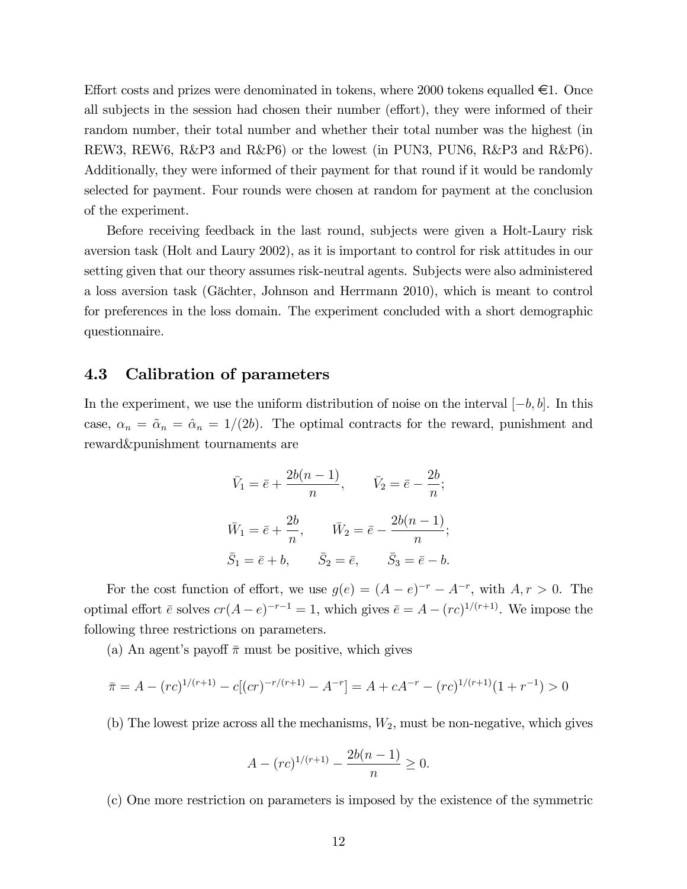Effort costs and prizes were denominated in tokens, where 2000 tokens equalled €1. Once all subjects in the session had chosen their number (effort), they were informed of their random number, their total number and whether their total number was the highest (in REW3, REW6, R&P3 and R&P6) or the lowest (in PUN3, PUN6, R&P3 and R&P6). Additionally, they were informed of their payment for that round if it would be randomly selected for payment. Four rounds were chosen at random for payment at the conclusion of the experiment.

Before receiving feedback in the last round, subjects were given a Holt-Laury risk aversion task (Holt and Laury 2002), as it is important to control for risk attitudes in our setting given that our theory assumes risk-neutral agents. Subjects were also administered a loss aversion task (Gächter, Johnson and Herrmann 2010), which is meant to control for preferences in the loss domain. The experiment concluded with a short demographic questionnaire.

### 4.3 Calibration of parameters

In the experiment, we use the uniform distribution of noise on the interval $[-b, b]$. In this case, $\alpha_n = \tilde{\alpha}_n = \hat{\alpha}_n = 1/(2b)$. The optimal contracts for the reward, punishment and reward&punishment tournaments are

$$\bar{V}_1 = \bar{e} + \frac{2b(n-1)}{n}, \qquad \bar{V}_2 = \bar{e} - \frac{2b}{n};$$

$$\bar{W}_1 = \bar{e} + \frac{2b}{n}, \qquad \bar{W}_2 = \bar{e} - \frac{2b(n-1)}{n};$$

$$\bar{S}_1 = \bar{e} + b, \qquad \bar{S}_2 = \bar{e}, \qquad \bar{S}_3 = \bar{e} - b.$$

For the cost function of effort, we use $g(e) = (A-e)^{-r} - A^{-r}$, with $A, r > 0$. The optimal effort $\bar{e}$ solves $cr(A-e)^{-r-1} = 1$, which gives $\bar{e} = A - (rc)^{1/(r+1)}$. We impose the following three restrictions on parameters.

(a) An agent's payoff $\bar{\pi}$ must be positive, which gives

$$\bar{\pi} = A - (rc)^{1/(r+1)} - c[(cr)^{-r/(r+1)} - A^{-r}] = A + cA^{-r} - (rc)^{1/(r+1)}(1 + r^{-1}) > 0$$

(b) The lowest prize across all the mechanisms, $W_2$, must be non-negative, which gives

$$A - (rc)^{1/(r+1)} - \frac{2b(n-1)}{n} \geq 0.$$

(c) One more restriction on parameters is imposed by the existence of the symmetric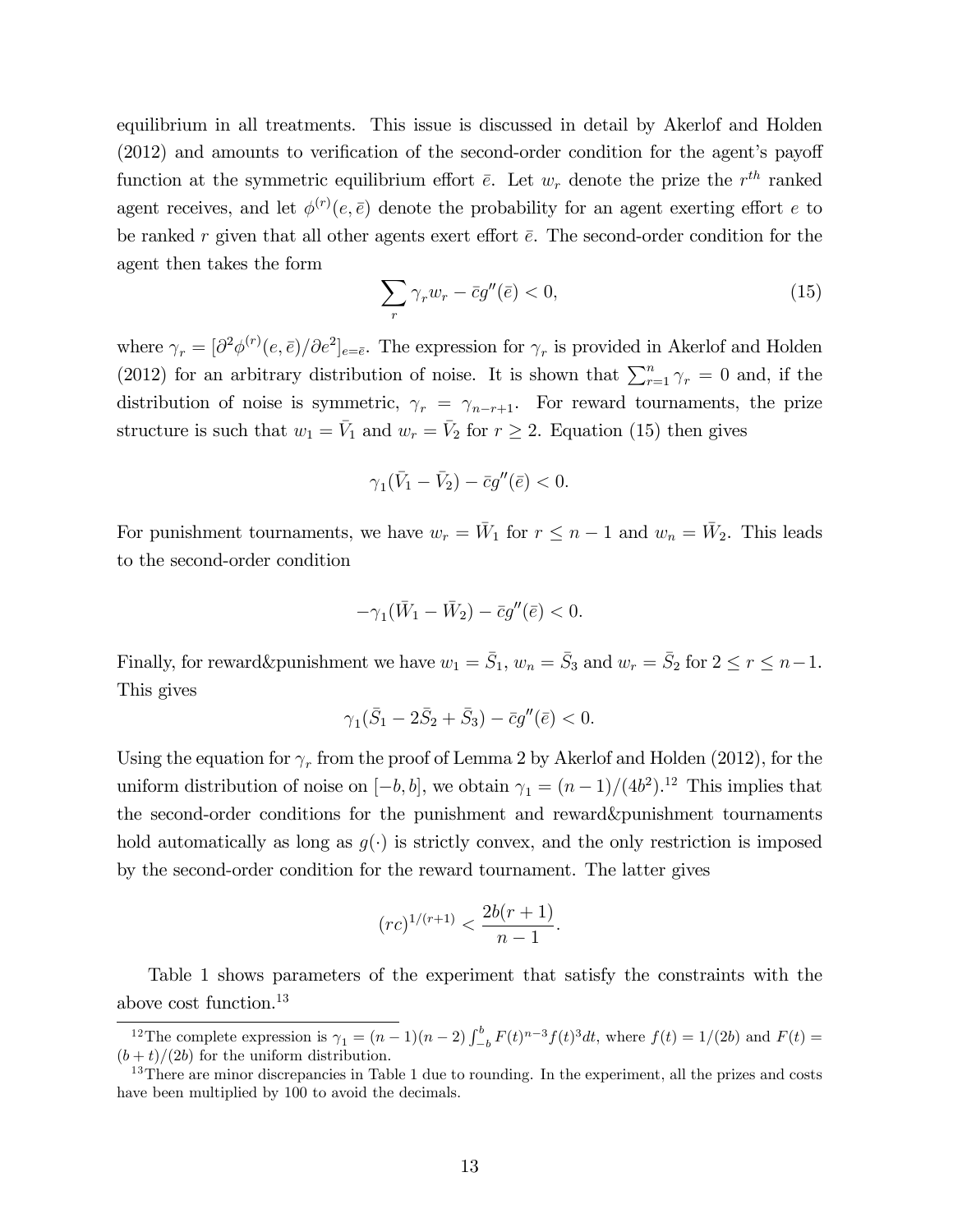equilibrium in all treatments. This issue is discussed in detail by Akerlof and Holden (2012) and amounts to verification of the second-order condition for the agent's payoff function at the symmetric equilibrium effort $\bar{e}$. Let $w_r$ denote the prize the $r^{th}$ ranked agent receives, and let $\phi^{(r)}(e, \bar{e})$ denote the probability for an agent exerting effort $e$ to be ranked $r$ given that all other agents exert effort $\bar{e}$. The second-order condition for the agent then takes the form

$$\sum_r \gamma_r w_r - \bar{c} g''(\bar{e}) < 0, \tag{15}$$

where $\gamma_r = [\partial^2 \phi^{(r)}(e, \bar{e})/\partial e^2]_{e=\bar{e}}$. The expression for $\gamma_r$ is provided in Akerlof and Holden (2012) for an arbitrary distribution of noise. It is shown that $\sum_{r=1}^{n} \gamma_r = 0$ and, if the distribution of noise is symmetric, $\gamma_r = \gamma_{n-r+1}$. For reward tournaments, the prize structure is such that $w_1 = \bar{V}_1$ and $w_r = \bar{V}_2$ for $r \geq 2$. Equation (15) then gives

$$\gamma_1(\bar{V}_1 - \bar{V}_2) - \bar{c} g''(\bar{e}) < 0.$$

For punishment tournaments, we have $w_r = \bar{W}_1$ for $r \leq n-1$ and $w_n = \bar{W}_2$. This leads to the second-order condition

$$-\gamma_1(\bar{W}_1 - \bar{W}_2) - \bar{c} g''(\bar{e}) < 0.$$

Finally, for reward&punishment we have $w_1 = \bar{S}_1$, $w_n = \bar{S}_3$ and $w_r = \bar{S}_2$ for $2 \leq r \leq n-1$. This gives

$$\gamma_1(\bar{S}_1 - 2\bar{S}_2 + \bar{S}_3) - \bar{c} g''(\bar{e}) < 0.$$

Using the equation for $\gamma_r$ from the proof of Lemma 2 by Akerlof and Holden (2012), for the uniform distribution of noise on $[-b, b]$, we obtain $\gamma_1 = (n-1)/(4b^2)$.[12] This implies that the second-order conditions for the punishment and reward&punishment tournaments hold automatically as long as $g(\cdot)$ is strictly convex, and the only restriction is imposed by the second-order condition for the reward tournament. The latter gives

$$(rc)^{1/(r+1)} < \frac{2b(r+1)}{n-1}.$$

Table 1 shows parameters of the experiment that satisfy the constraints with the above cost function.[13]

---

[12] The complete expression is $\gamma_1 = (n-1)(n-2)\int_{-b}^{b} F(t)^{n-3} f(t)^3 dt$, where $f(t) = 1/(2b)$ and $F(t) = (b+t)/(2b)$ for the uniform distribution.

[13] There are minor discrepancies in Table 1 due to rounding. In the experiment, all the prizes and costs have been multiplied by 100 to avoid the decimals.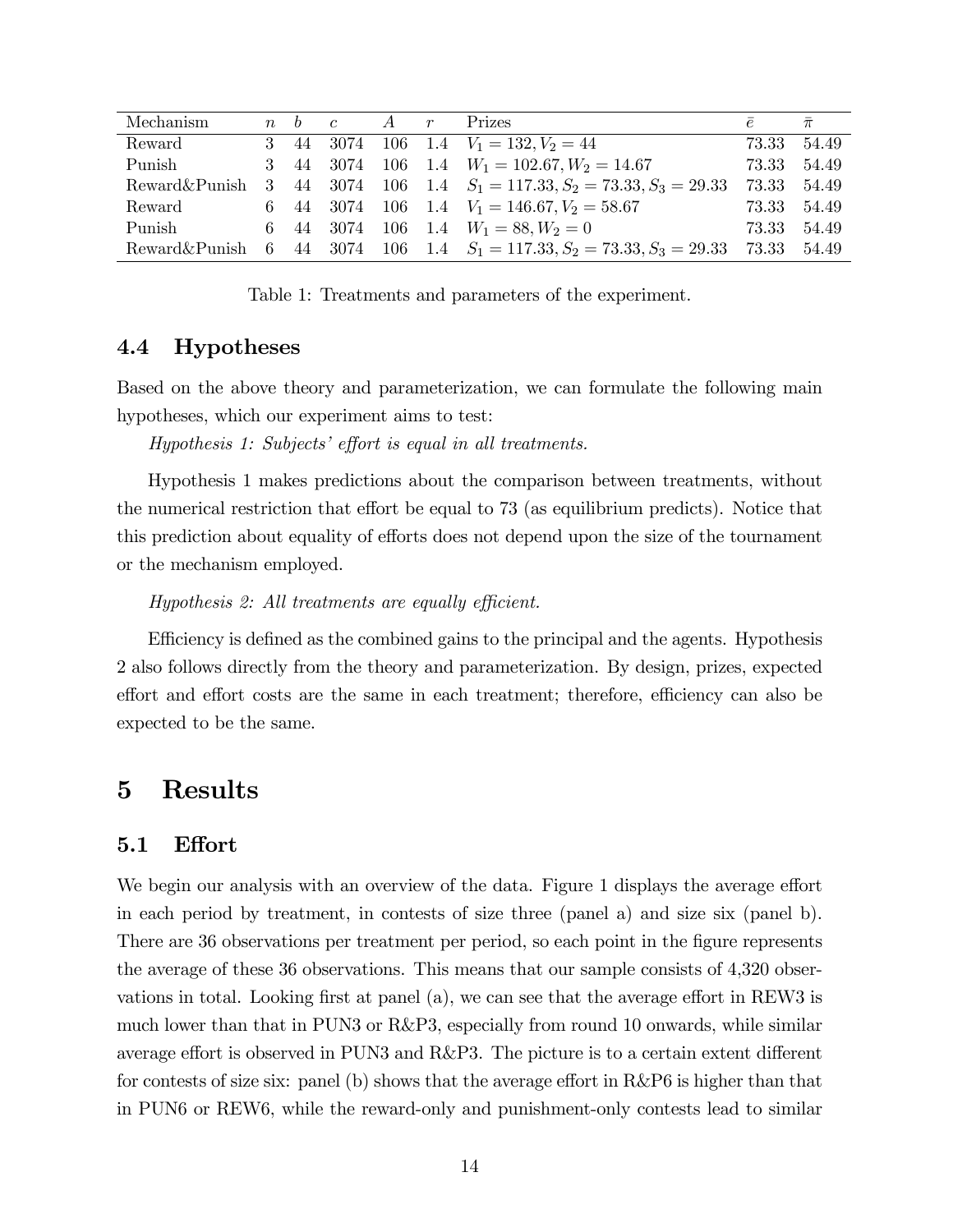| Mechanism | $n$ | $b$ | $c$ | $A$ | $r$ | Prizes | $\bar{e}$ | $\bar{\pi}$ |
|---|---|---|---|---|---|---|---|---|
| Reward | 3 | 44 | 3074 | 106 | 1.4 | $V_1 = 132, V_2 = 44$ | 73.33 | 54.49 |
| Punish | 3 | 44 | 3074 | 106 | 1.4 | $W_1 = 102.67, W_2 = 14.67$ | 73.33 | 54.49 |
| Reward&Punish | 3 | 44 | 3074 | 106 | 1.4 | $S_1 = 117.33, S_2 = 73.33, S_3 = 29.33$ | 73.33 | 54.49 |
| Reward | 6 | 44 | 3074 | 106 | 1.4 | $V_1 = 146.67, V_2 = 58.67$ | 73.33 | 54.49 |
| Punish | 6 | 44 | 3074 | 106 | 1.4 | $W_1 = 88, W_2 = 0$ | 73.33 | 54.49 |
| Reward&Punish | 6 | 44 | 3074 | 106 | 1.4 | $S_1 = 117.33, S_2 = 73.33, S_3 = 29.33$ | 73.33 | 54.49 |

Table 1: Treatments and parameters of the experiment.

### 4.4 Hypotheses

Based on the above theory and parameterization, we can formulate the following main hypotheses, which our experiment aims to test:

*Hypothesis 1: Subjects' effort is equal in all treatments.*

Hypothesis 1 makes predictions about the comparison between treatments, without the numerical restriction that effort be equal to 73 (as equilibrium predicts). Notice that this prediction about equality of efforts does not depend upon the size of the tournament or the mechanism employed.

*Hypothesis 2: All treatments are equally efficient.*

Efficiency is defined as the combined gains to the principal and the agents. Hypothesis 2 also follows directly from the theory and parameterization. By design, prizes, expected effort and effort costs are the same in each treatment; therefore, efficiency can also be expected to be the same.

## 5 Results

### 5.1 Effort

We begin our analysis with an overview of the data. Figure 1 displays the average effort in each period by treatment, in contests of size three (panel a) and size six (panel b). There are 36 observations per treatment per period, so each point in the figure represents the average of these 36 observations. This means that our sample consists of 4,320 observations in total. Looking first at panel (a), we can see that the average effort in REW3 is much lower than that in PUN3 or R&P3, especially from round 10 onwards, while similar average effort is observed in PUN3 and R&P3. The picture is to a certain extent different for contests of size six: panel (b) shows that the average effort in R&P6 is higher than that in PUN6 or REW6, while the reward-only and punishment-only contests lead to similar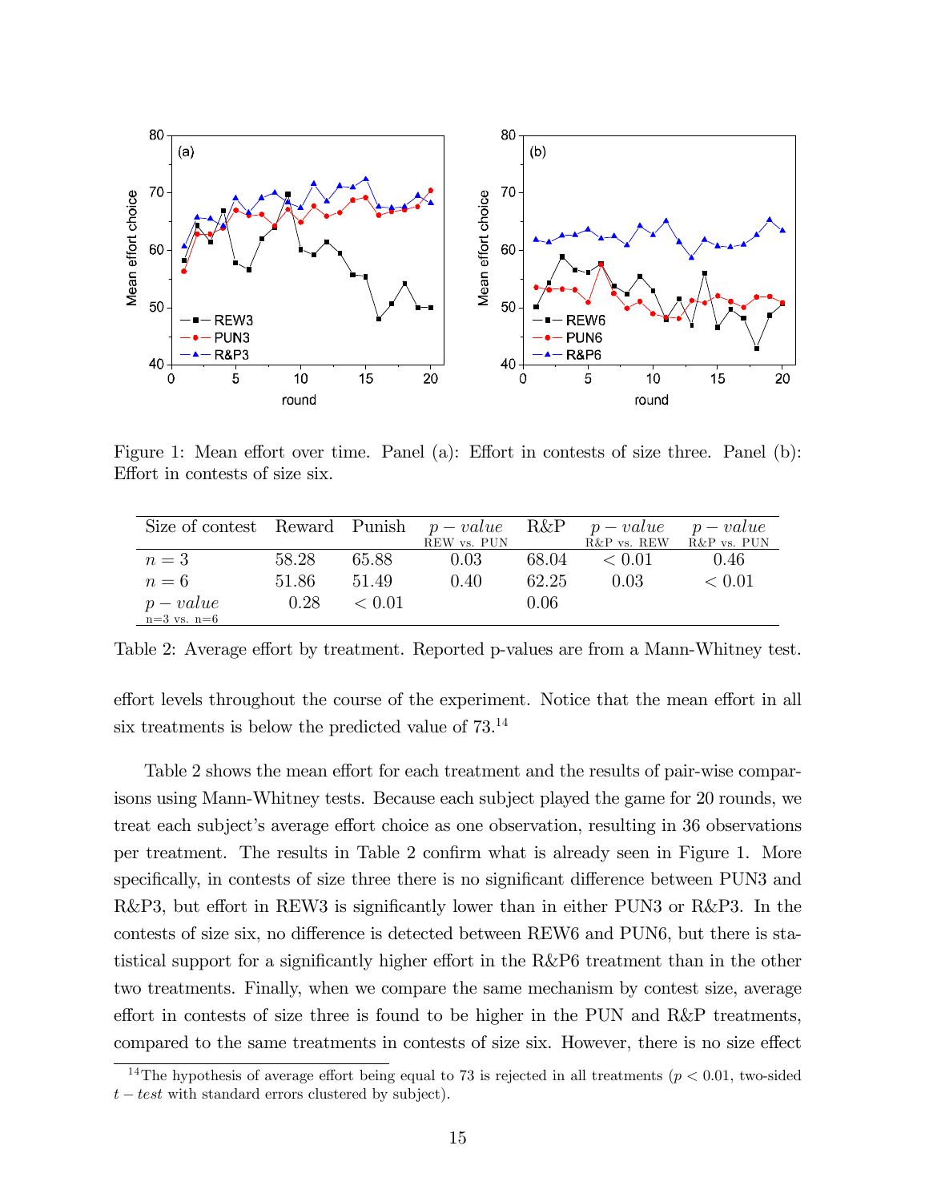Figure 1: Mean effort over time. Panel (a): Effort in contests of size three. Panel (b): Effort in contests of size six.

| Size of contest | Reward | Punish | $p-value$ REW vs. PUN | R&P | $p-value$ R&P vs. REW | $p-value$ R&P vs. PUN |
|---|---|---|---|---|---|---|
| $n = 3$ | 58.28 | 65.88 | 0.03 | 68.04 | $< 0.01$ | 0.46 |
| $n = 6$ | 51.86 | 51.49 | 0.40 | 62.25 | 0.03 | $< 0.01$ |
| $p-value$ n=3 vs. n=6 | 0.28 | $< 0.01$ | | 0.06 | | |

Table 2: Average effort by treatment. Reported p-values are from a Mann-Whitney test.

effort levels throughout the course of the experiment. Notice that the mean effort in all six treatments is below the predicted value of 73.[14]

Table 2 shows the mean effort for each treatment and the results of pair-wise comparisons using Mann-Whitney tests. Because each subject played the game for 20 rounds, we treat each subject's average effort choice as one observation, resulting in 36 observations per treatment. The results in Table 2 confirm what is already seen in Figure 1. More specifically, in contests of size three there is no significant difference between PUN3 and R&P3, but effort in REW3 is significantly lower than in either PUN3 or R&P3. In the contests of size six, no difference is detected between REW6 and PUN6, but there is statistical support for a significantly higher effort in the R&P6 treatment than in the other two treatments. Finally, when we compare the same mechanism by contest size, average effort in contests of size three is found to be higher in the PUN and R&P treatments, compared to the same treatments in contests of size six. However, there is no size effect

[14]The hypothesis of average effort being equal to 73 is rejected in all treatments ($p < 0.01$, two-sided $t-test$ with standard errors clustered by subject).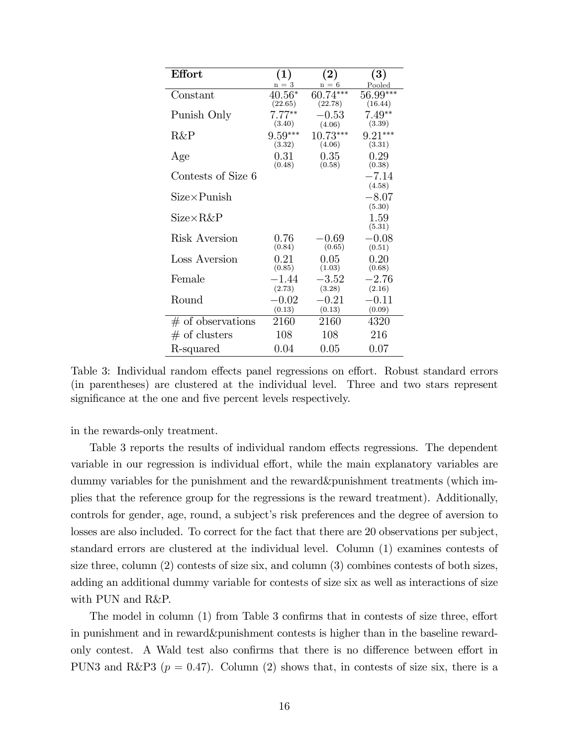| **Effort** | **(1)** n = 3 | **(2)** n = 6 | **(3)** Pooled |
|---|---|---|---|
| Constant | 40.56* (22.65) | 60.74*** (22.78) | 56.99*** (16.44) |
| Punish Only | 7.77** (3.40) | −0.53 (4.06) | 7.49** (3.39) |
| R&P | 9.59*** (3.32) | 10.73*** (4.06) | 9.21*** (3.31) |
| Age | 0.31 (0.48) | 0.35 (0.58) | 0.29 (0.38) |
| Contests of Size 6 | | | −7.14 (4.58) |
| Size×Punish | | | −8.07 (5.30) |
| Size×R&P | | | 1.59 (5.31) |
| Risk Aversion | 0.76 (0.84) | −0.69 (0.65) | −0.08 (0.51) |
| Loss Aversion | 0.21 (0.85) | 0.05 (1.03) | 0.20 (0.68) |
| Female | −1.44 (2.73) | −3.52 (3.28) | −2.76 (2.16) |
| Round | −0.02 (0.13) | −0.21 (0.13) | −0.11 (0.09) |
| # of observations | 2160 | 2160 | 4320 |
| # of clusters | 108 | 108 | 216 |
| R-squared | 0.04 | 0.05 | 0.07 |

Table 3: Individual random effects panel regressions on effort. Robust standard errors (in parentheses) are clustered at the individual level. Three and two stars represent significance at the one and five percent levels respectively.

in the rewards-only treatment.

Table 3 reports the results of individual random effects regressions. The dependent variable in our regression is individual effort, while the main explanatory variables are dummy variables for the punishment and the reward&punishment treatments (which implies that the reference group for the regressions is the reward treatment). Additionally, controls for gender, age, round, a subject's risk preferences and the degree of aversion to losses are also included. To correct for the fact that there are 20 observations per subject, standard errors are clustered at the individual level. Column (1) examines contests of size three, column (2) contests of size six, and column (3) combines contests of both sizes, adding an additional dummy variable for contests of size six as well as interactions of size with PUN and R&P.

The model in column (1) from Table 3 confirms that in contests of size three, effort in punishment and in reward&punishment contests is higher than in the baseline reward-only contest. A Wald test also confirms that there is no difference between effort in PUN3 and R&P3 ($p = 0.47$). Column (2) shows that, in contests of size six, there is a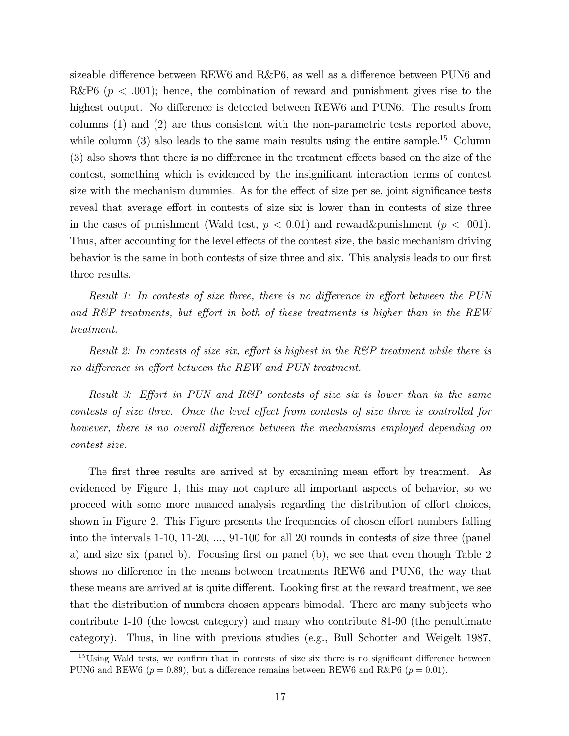sizeable difference between REW6 and R&P6, as well as a difference between PUN6 and R&P6 ($p < .001$); hence, the combination of reward and punishment gives rise to the highest output. No difference is detected between REW6 and PUN6. The results from columns (1) and (2) are thus consistent with the non-parametric tests reported above, while column (3) also leads to the same main results using the entire sample.[15] Column (3) also shows that there is no difference in the treatment effects based on the size of the contest, something which is evidenced by the insignificant interaction terms of contest size with the mechanism dummies. As for the effect of size per se, joint significance tests reveal that average effort in contests of size six is lower than in contests of size three in the cases of punishment (Wald test, $p < 0.01$) and reward&punishment ($p < .001$). Thus, after accounting for the level effects of the contest size, the basic mechanism driving behavior is the same in both contests of size three and six. This analysis leads to our first three results.

*Result 1: In contests of size three, there is no difference in effort between the PUN and R&P treatments, but effort in both of these treatments is higher than in the REW treatment.*

*Result 2: In contests of size six, effort is highest in the R&P treatment while there is no difference in effort between the REW and PUN treatment.*

*Result 3: Effort in PUN and R&P contests of size six is lower than in the same contests of size three. Once the level effect from contests of size three is controlled for however, there is no overall difference between the mechanisms employed depending on contest size.*

The first three results are arrived at by examining mean effort by treatment. As evidenced by Figure 1, this may not capture all important aspects of behavior, so we proceed with some more nuanced analysis regarding the distribution of effort choices, shown in Figure 2. This Figure presents the frequencies of chosen effort numbers falling into the intervals 1-10, 11-20, ..., 91-100 for all 20 rounds in contests of size three (panel a) and size six (panel b). Focusing first on panel (b), we see that even though Table 2 shows no difference in the means between treatments REW6 and PUN6, the way that these means are arrived at is quite different. Looking first at the reward treatment, we see that the distribution of numbers chosen appears bimodal. There are many subjects who contribute 1-10 (the lowest category) and many who contribute 81-90 (the penultimate category). Thus, in line with previous studies (e.g., Bull Schotter and Weigelt 1987,

[15] Using Wald tests, we confirm that in contests of size six there is no significant difference between PUN6 and REW6 ($p = 0.89$), but a difference remains between REW6 and R&P6 ($p = 0.01$).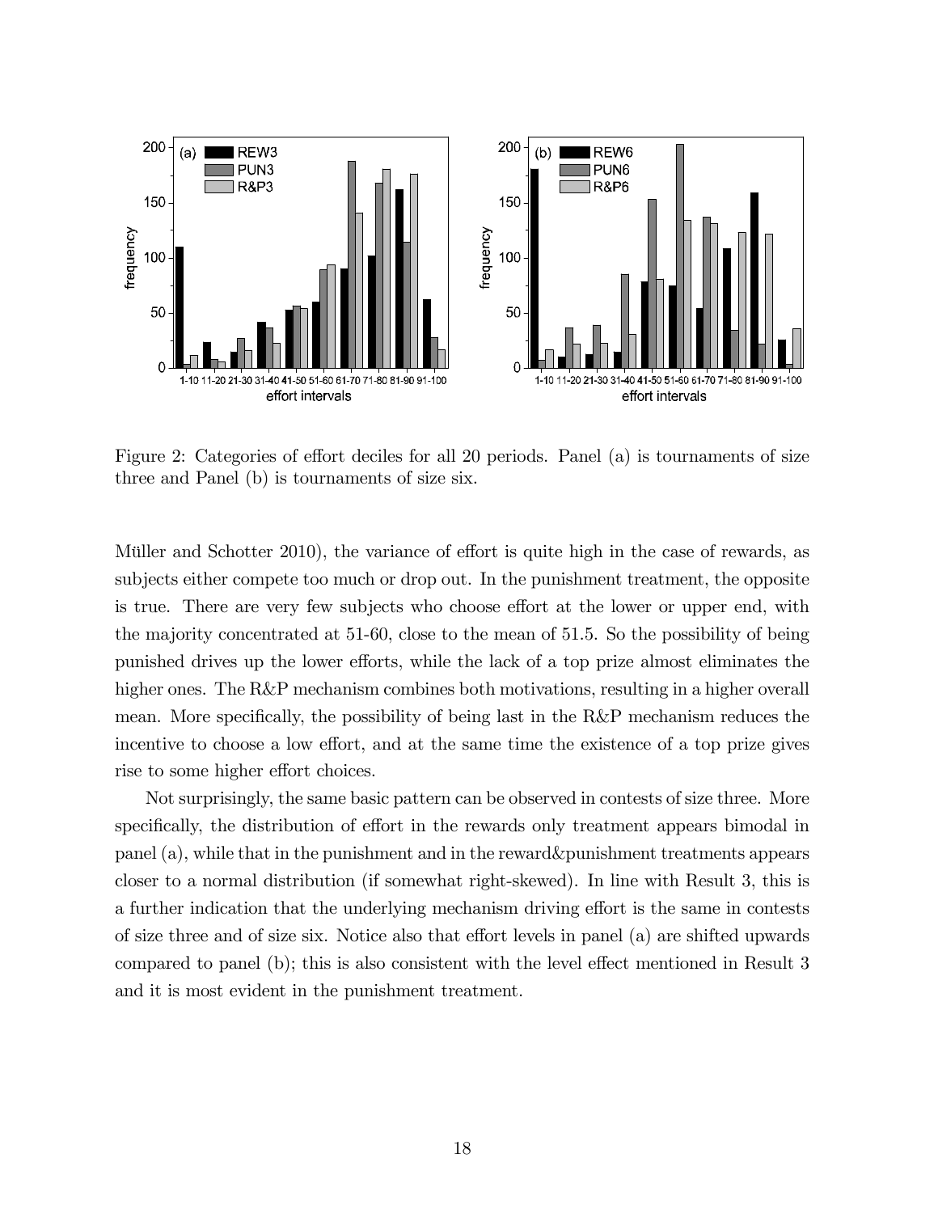Figure 2: Categories of effort deciles for all 20 periods. Panel (a) is tournaments of size three and Panel (b) is tournaments of size six.

Müller and Schotter 2010), the variance of effort is quite high in the case of rewards, as subjects either compete too much or drop out. In the punishment treatment, the opposite is true. There are very few subjects who choose effort at the lower or upper end, with the majority concentrated at 51-60, close to the mean of 51.5. So the possibility of being punished drives up the lower efforts, while the lack of a top prize almost eliminates the higher ones. The R&P mechanism combines both motivations, resulting in a higher overall mean. More specifically, the possibility of being last in the R&P mechanism reduces the incentive to choose a low effort, and at the same time the existence of a top prize gives rise to some higher effort choices.

Not surprisingly, the same basic pattern can be observed in contests of size three. More specifically, the distribution of effort in the rewards only treatment appears bimodal in panel (a), while that in the punishment and in the reward&punishment treatments appears closer to a normal distribution (if somewhat right-skewed). In line with Result 3, this is a further indication that the underlying mechanism driving effort is the same in contests of size three and of size six. Notice also that effort levels in panel (a) are shifted upwards compared to panel (b); this is also consistent with the level effect mentioned in Result 3 and it is most evident in the punishment treatment.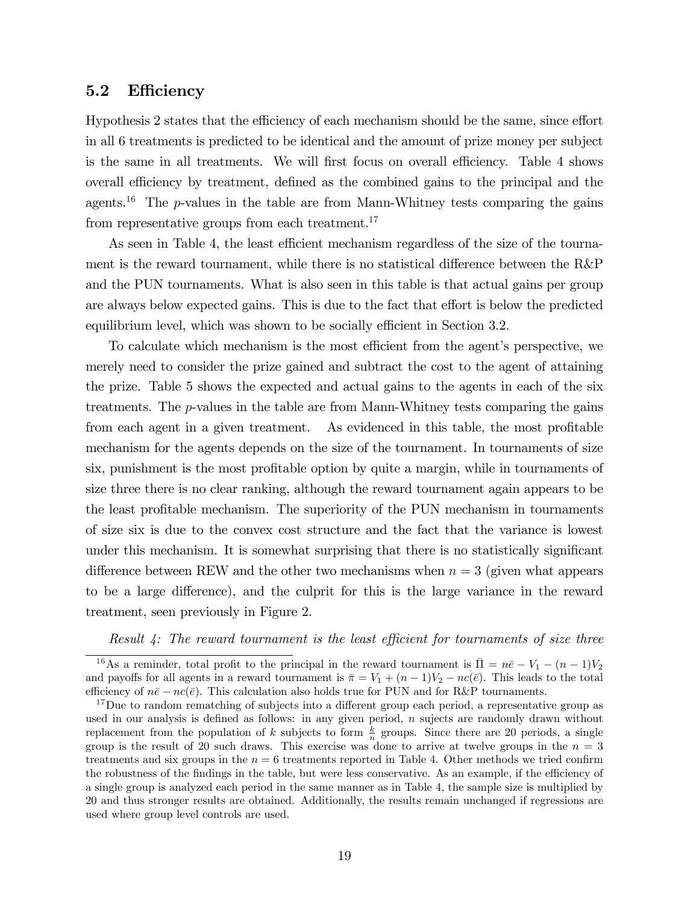### 5.2 Efficiency

Hypothesis 2 states that the efficiency of each mechanism should be the same, since effort in all 6 treatments is predicted to be identical and the amount of prize money per subject is the same in all treatments. We will first focus on overall efficiency. Table 4 shows overall efficiency by treatment, defined as the combined gains to the principal and the agents.[16] The $p$-values in the table are from Mann-Whitney tests comparing the gains from representative groups from each treatment.[17]

As seen in Table 4, the least efficient mechanism regardless of the size of the tournament is the reward tournament, while there is no statistical difference between the R&P and the PUN tournaments. What is also seen in this table is that actual gains per group are always below expected gains. This is due to the fact that effort is below the predicted equilibrium level, which was shown to be socially efficient in Section 3.2.

To calculate which mechanism is the most efficient from the agent's perspective, we merely need to consider the prize gained and subtract the cost to the agent of attaining the prize. Table 5 shows the expected and actual gains to the agents in each of the six treatments. The $p$-values in the table are from Mann-Whitney tests comparing the gains from each agent in a given treatment. As evidenced in this table, the most profitable mechanism for the agents depends on the size of the tournament. In tournaments of size six, punishment is the most profitable option by quite a margin, while in tournaments of size three there is no clear ranking, although the reward tournament again appears to be the least profitable mechanism. The superiority of the PUN mechanism in tournaments of size six is due to the convex cost structure and the fact that the variance is lowest under this mechanism. It is somewhat surprising that there is no statistically significant difference between REW and the other two mechanisms when $n = 3$ (given what appears to be a large difference), and the culprit for this is the large variance in the reward treatment, seen previously in Figure 2.

*Result 4: The reward tournament is the least efficient for tournaments of size three*

---

[16] As a reminder, total profit to the principal in the reward tournament is $\bar{\Pi} = n\bar{e} - V_1 - (n-1)V_2$ and payoffs for all agents in a reward tournament is $\bar{\pi} = V_1 + (n-1)V_2 - nc(\bar{e})$. This leads to the total efficiency of $n\bar{e} - nc(\bar{e})$. This calculation also holds true for PUN and for R&P tournaments.

[17] Due to random rematching of subjects into a different group each period, a representative group as used in our analysis is defined as follows: in any given period, $n$ sujects are randomly drawn without replacement from the population of $k$ subjects to form $\frac{k}{n}$ groups. Since there are 20 periods, a single group is the result of 20 such draws. This exercise was done to arrive at twelve groups in the $n = 3$ treatments and six groups in the $n = 6$ treatments reported in Table 4. Other methods we tried confirm the robustness of the findings in the table, but were less conservative. As an example, if the efficiency of a single group is analyzed each period in the same manner as in Table 4, the sample size is multiplied by 20 and thus stronger results are obtained. Additionally, the results remain unchanged if regressions are used where group level controls are used.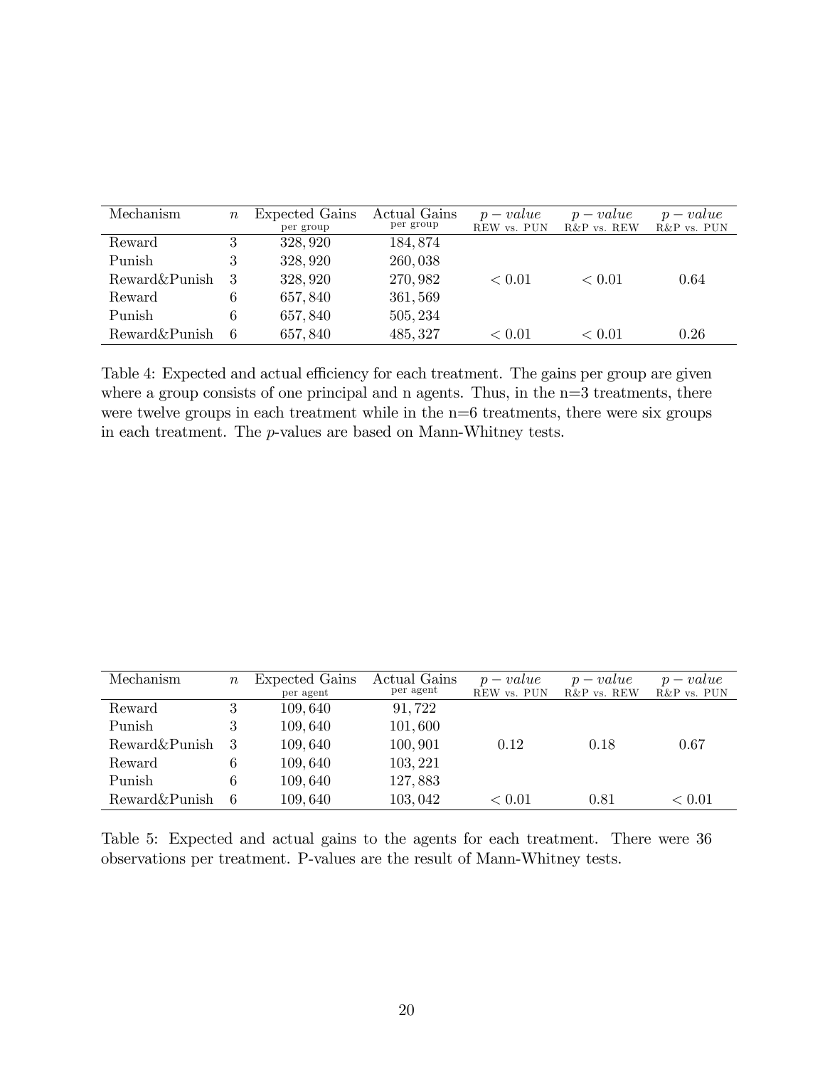| Mechanism | $n$ | Expected Gains per group | Actual Gains per group | $p-value$ REW vs. PUN | $p-value$ R&P vs. REW | $p-value$ R&P vs. PUN |
|---|---|---|---|---|---|---|
| Reward | 3 | 328,920 | 184,874 | | | |
| Punish | 3 | 328,920 | 260,038 | | | |
| Reward&Punish | 3 | 328,920 | 270,982 | $< 0.01$ | $< 0.01$ | 0.64 |
| Reward | 6 | 657,840 | 361,569 | | | |
| Punish | 6 | 657,840 | 505,234 | | | |
| Reward&Punish | 6 | 657,840 | 485,327 | $< 0.01$ | $< 0.01$ | 0.26 |

Table 4: Expected and actual efficiency for each treatment. The gains per group are given where a group consists of one principal and n agents. Thus, in the n=3 treatments, there were twelve groups in each treatment while in the n=6 treatments, there were six groups in each treatment. The $p$-values are based on Mann-Whitney tests.

| Mechanism | $n$ | Expected Gains per agent | Actual Gains per agent | $p-value$ REW vs. PUN | $p-value$ R&P vs. REW | $p-value$ R&P vs. PUN |
|---|---|---|---|---|---|---|
| Reward | 3 | 109,640 | 91,722 | | | |
| Punish | 3 | 109,640 | 101,600 | | | |
| Reward&Punish | 3 | 109,640 | 100,901 | 0.12 | 0.18 | 0.67 |
| Reward | 6 | 109,640 | 103,221 | | | |
| Punish | 6 | 109,640 | 127,883 | | | |
| Reward&Punish | 6 | 109,640 | 103,042 | $< 0.01$ | 0.81 | $< 0.01$ |

Table 5: Expected and actual gains to the agents for each treatment. There were 36 observations per treatment. P-values are the result of Mann-Whitney tests.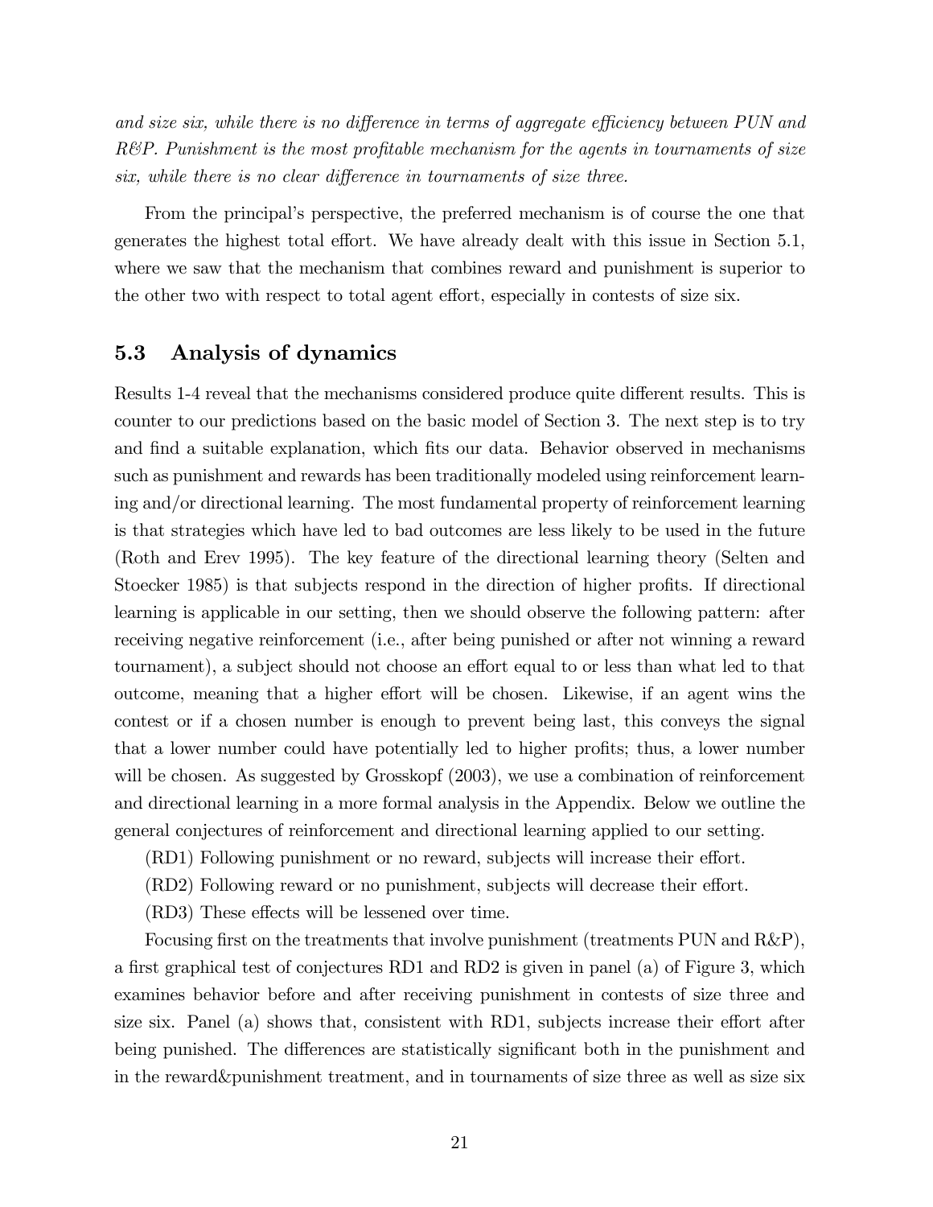*and size six, while there is no difference in terms of aggregate efficiency between PUN and R&P. Punishment is the most profitable mechanism for the agents in tournaments of size six, while there is no clear difference in tournaments of size three.*

From the principal's perspective, the preferred mechanism is of course the one that generates the highest total effort. We have already dealt with this issue in Section 5.1, where we saw that the mechanism that combines reward and punishment is superior to the other two with respect to total agent effort, especially in contests of size six.

## 5.3 Analysis of dynamics

Results 1-4 reveal that the mechanisms considered produce quite different results. This is counter to our predictions based on the basic model of Section 3. The next step is to try and find a suitable explanation, which fits our data. Behavior observed in mechanisms such as punishment and rewards has been traditionally modeled using reinforcement learning and/or directional learning. The most fundamental property of reinforcement learning is that strategies which have led to bad outcomes are less likely to be used in the future (Roth and Erev 1995). The key feature of the directional learning theory (Selten and Stoecker 1985) is that subjects respond in the direction of higher profits. If directional learning is applicable in our setting, then we should observe the following pattern: after receiving negative reinforcement (i.e., after being punished or after not winning a reward tournament), a subject should not choose an effort equal to or less than what led to that outcome, meaning that a higher effort will be chosen. Likewise, if an agent wins the contest or if a chosen number is enough to prevent being last, this conveys the signal that a lower number could have potentially led to higher profits; thus, a lower number will be chosen. As suggested by Grosskopf (2003), we use a combination of reinforcement and directional learning in a more formal analysis in the Appendix. Below we outline the general conjectures of reinforcement and directional learning applied to our setting.

(RD1) Following punishment or no reward, subjects will increase their effort.

(RD2) Following reward or no punishment, subjects will decrease their effort.

(RD3) These effects will be lessened over time.

Focusing first on the treatments that involve punishment (treatments PUN and R&P), a first graphical test of conjectures RD1 and RD2 is given in panel (a) of Figure 3, which examines behavior before and after receiving punishment in contests of size three and size six. Panel (a) shows that, consistent with RD1, subjects increase their effort after being punished. The differences are statistically significant both in the punishment and in the reward&punishment treatment, and in tournaments of size three as well as size six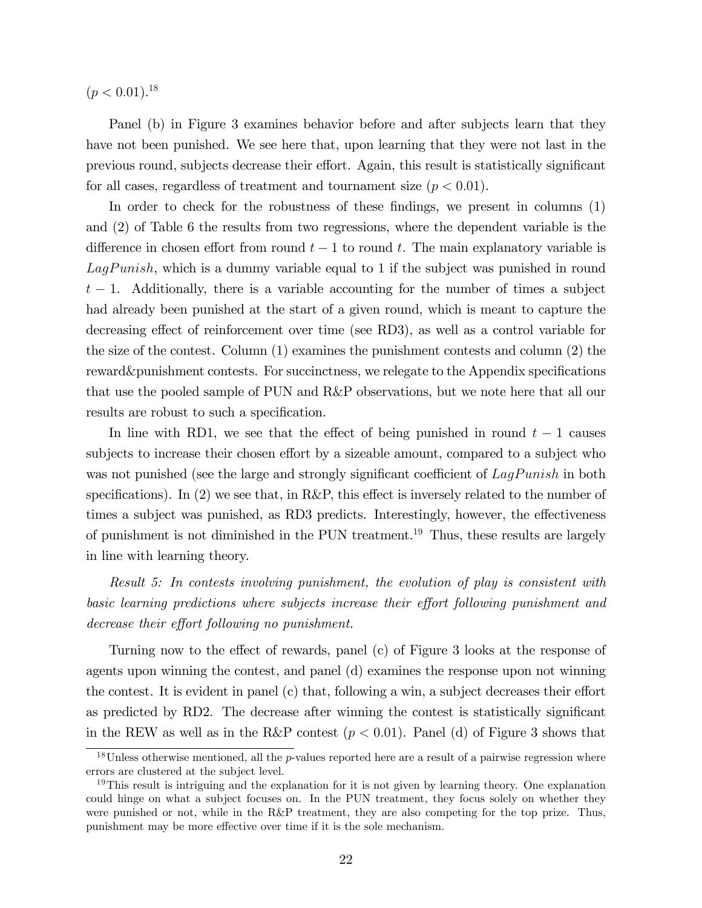($p < 0.01$).[18]

Panel (b) in Figure 3 examines behavior before and after subjects learn that they have not been punished. We see here that, upon learning that they were not last in the previous round, subjects decrease their effort. Again, this result is statistically significant for all cases, regardless of treatment and tournament size ($p < 0.01$).

In order to check for the robustness of these findings, we present in columns (1) and (2) of Table 6 the results from two regressions, where the dependent variable is the difference in chosen effort from round $t-1$ to round $t$. The main explanatory variable is $LagPunish$, which is a dummy variable equal to 1 if the subject was punished in round $t-1$. Additionally, there is a variable accounting for the number of times a subject had already been punished at the start of a given round, which is meant to capture the decreasing effect of reinforcement over time (see RD3), as well as a control variable for the size of the contest. Column (1) examines the punishment contests and column (2) the reward&punishment contests. For succinctness, we relegate to the Appendix specifications that use the pooled sample of PUN and R&P observations, but we note here that all our results are robust to such a specification.

In line with RD1, we see that the effect of being punished in round $t-1$ causes subjects to increase their chosen effort by a sizeable amount, compared to a subject who was not punished (see the large and strongly significant coefficient of $LagPunish$ in both specifications). In (2) we see that, in R&P, this effect is inversely related to the number of times a subject was punished, as RD3 predicts. Interestingly, however, the effectiveness of punishment is not diminished in the PUN treatment.[19] Thus, these results are largely in line with learning theory.

*Result 5: In contests involving punishment, the evolution of play is consistent with basic learning predictions where subjects increase their effort following punishment and decrease their effort following no punishment.*

Turning now to the effect of rewards, panel (c) of Figure 3 looks at the response of agents upon winning the contest, and panel (d) examines the response upon not winning the contest. It is evident in panel (c) that, following a win, a subject decreases their effort as predicted by RD2. The decrease after winning the contest is statistically significant in the REW as well as in the R&P contest ($p < 0.01$). Panel (d) of Figure 3 shows that

[18] Unless otherwise mentioned, all the $p$-values reported here are a result of a pairwise regression where errors are clustered at the subject level.

[19] This result is intriguing and the explanation for it is not given by learning theory. One explanation could hinge on what a subject focuses on. In the PUN treatment, they focus solely on whether they were punished or not, while in the R&P treatment, they are also competing for the top prize. Thus, punishment may be more effective over time if it is the sole mechanism.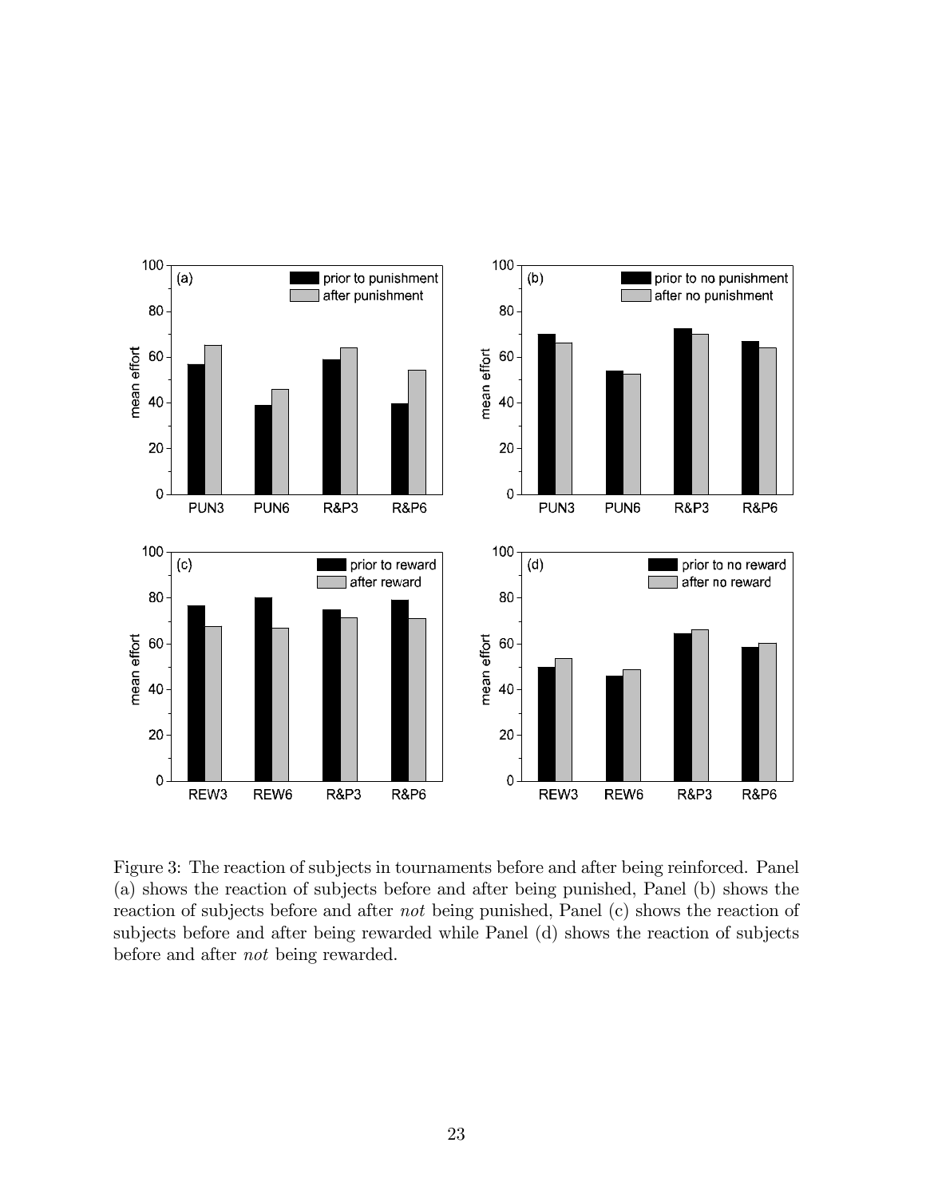Figure 3: The reaction of subjects in tournaments before and after being reinforced. Panel (a) shows the reaction of subjects before and after being punished, Panel (b) shows the reaction of subjects before and after *not* being punished, Panel (c) shows the reaction of subjects before and after being rewarded while Panel (d) shows the reaction of subjects before and after *not* being rewarded.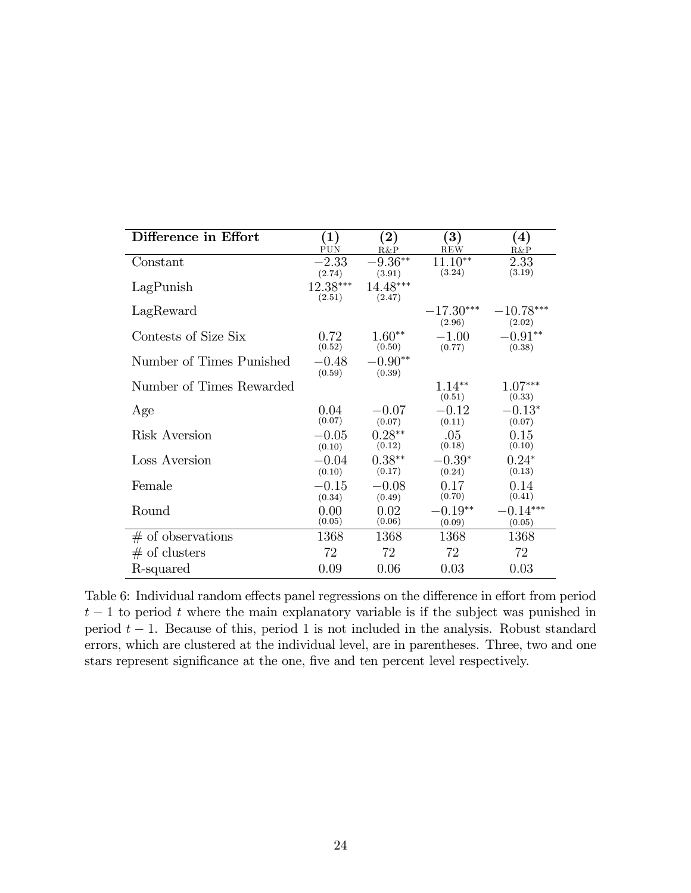| Difference in Effort | (1) PUN | (2) R&P | (3) REW | (4) R&P |
|---|---|---|---|---|
| Constant | $-2.33$ (2.74) | $-9.36^{**}$ (3.91) | $11.10^{**}$ (3.24) | $2.33$ (3.19) |
| LagPunish | $12.38^{***}$ (2.51) | $14.48^{***}$ (2.47) | | |
| LagReward | | | $-17.30^{***}$ (2.96) | $-10.78^{***}$ (2.02) |
| Contests of Size Six | $0.72$ (0.52) | $1.60^{**}$ (0.50) | $-1.00$ (0.77) | $-0.91^{**}$ (0.38) |
| Number of Times Punished | $-0.48$ (0.59) | $-0.90^{**}$ (0.39) | | |
| Number of Times Rewarded | | | $1.14^{**}$ (0.51) | $1.07^{***}$ (0.33) |
| Age | $0.04$ (0.07) | $-0.07$ (0.07) | $-0.12$ (0.11) | $-0.13^{*}$ (0.07) |
| Risk Aversion | $-0.05$ (0.10) | $0.28^{**}$ (0.12) | $.05$ (0.18) | $0.15$ (0.10) |
| Loss Aversion | $-0.04$ (0.10) | $0.38^{**}$ (0.17) | $-0.39^{*}$ (0.24) | $0.24^{*}$ (0.13) |
| Female | $-0.15$ (0.34) | $-0.08$ (0.49) | $0.17$ (0.70) | $0.14$ (0.41) |
| Round | $0.00$ (0.05) | $0.02$ (0.06) | $-0.19^{**}$ (0.09) | $-0.14^{***}$ (0.05) |
| # of observations | 1368 | 1368 | 1368 | 1368 |
| # of clusters | 72 | 72 | 72 | 72 |
| R-squared | 0.09 | 0.06 | 0.03 | 0.03 |

Table 6: Individual random effects panel regressions on the difference in effort from period $t-1$ to period $t$ where the main explanatory variable is if the subject was punished in period $t-1$. Because of this, period 1 is not included in the analysis. Robust standard errors, which are clustered at the individual level, are in parentheses. Three, two and one stars represent significance at the one, five and ten percent level respectively.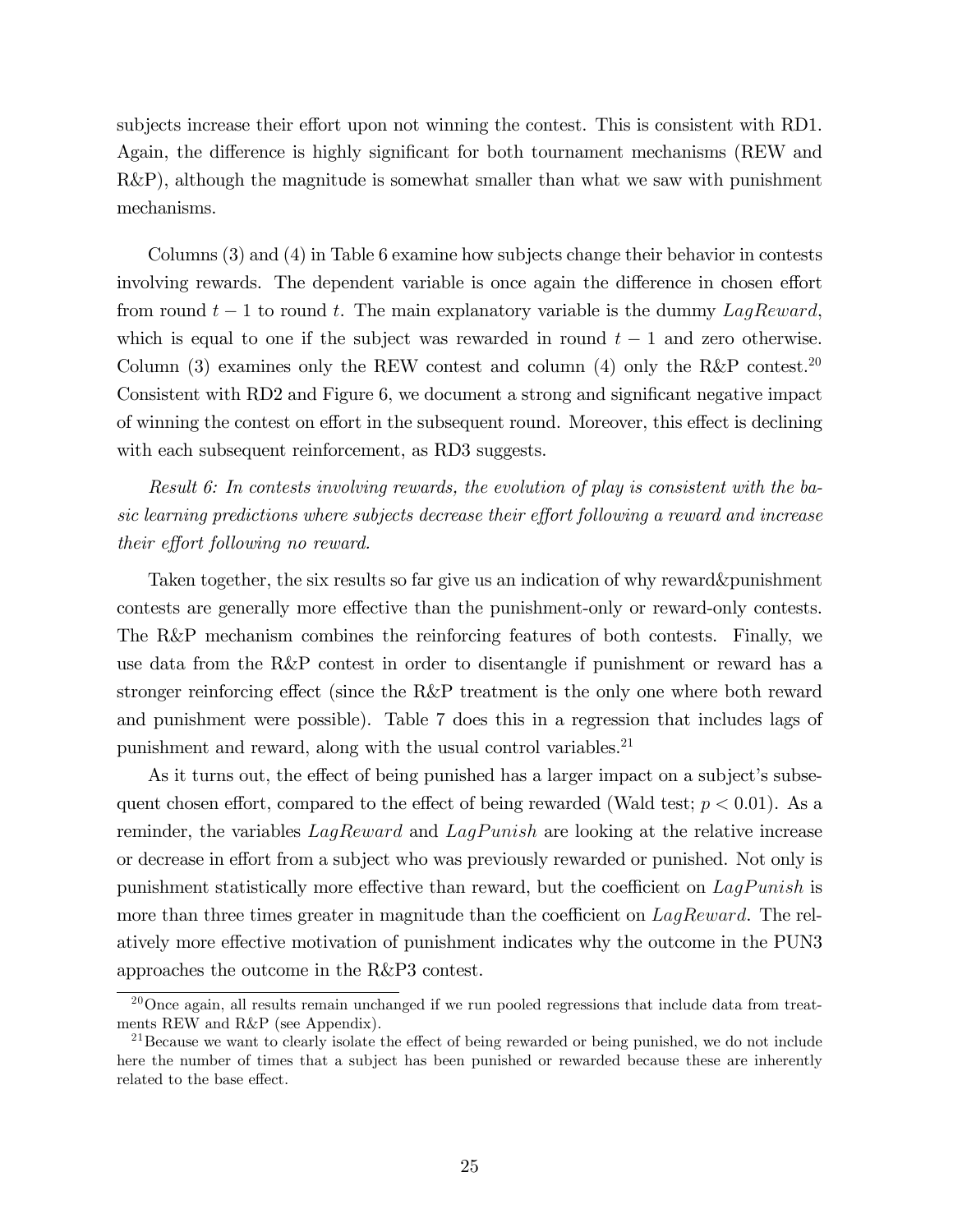subjects increase their effort upon not winning the contest. This is consistent with RD1. Again, the difference is highly significant for both tournament mechanisms (REW and R&P), although the magnitude is somewhat smaller than what we saw with punishment mechanisms.

Columns (3) and (4) in Table 6 examine how subjects change their behavior in contests involving rewards. The dependent variable is once again the difference in chosen effort from round $t-1$ to round $t$. The main explanatory variable is the dummy $LagReward$, which is equal to one if the subject was rewarded in round $t-1$ and zero otherwise. Column (3) examines only the REW contest and column (4) only the R&P contest.[20] Consistent with RD2 and Figure 6, we document a strong and significant negative impact of winning the contest on effort in the subsequent round. Moreover, this effect is declining with each subsequent reinforcement, as RD3 suggests.

*Result 6: In contests involving rewards, the evolution of play is consistent with the basic learning predictions where subjects decrease their effort following a reward and increase their effort following no reward.*

Taken together, the six results so far give us an indication of why reward&punishment contests are generally more effective than the punishment-only or reward-only contests. The R&P mechanism combines the reinforcing features of both contests. Finally, we use data from the R&P contest in order to disentangle if punishment or reward has a stronger reinforcing effect (since the R&P treatment is the only one where both reward and punishment were possible). Table 7 does this in a regression that includes lags of punishment and reward, along with the usual control variables.[21]

As it turns out, the effect of being punished has a larger impact on a subject's subsequent chosen effort, compared to the effect of being rewarded (Wald test; $p < 0.01$). As a reminder, the variables $LagReward$ and $LagPunish$ are looking at the relative increase or decrease in effort from a subject who was previously rewarded or punished. Not only is punishment statistically more effective than reward, but the coefficient on $LagPunish$ is more than three times greater in magnitude than the coefficient on $LagReward$. The relatively more effective motivation of punishment indicates why the outcome in the PUN3 approaches the outcome in the R&P3 contest.

[20] Once again, all results remain unchanged if we run pooled regressions that include data from treatments REW and R&P (see Appendix).

[21] Because we want to clearly isolate the effect of being rewarded or being punished, we do not include here the number of times that a subject has been punished or rewarded because these are inherently related to the base effect.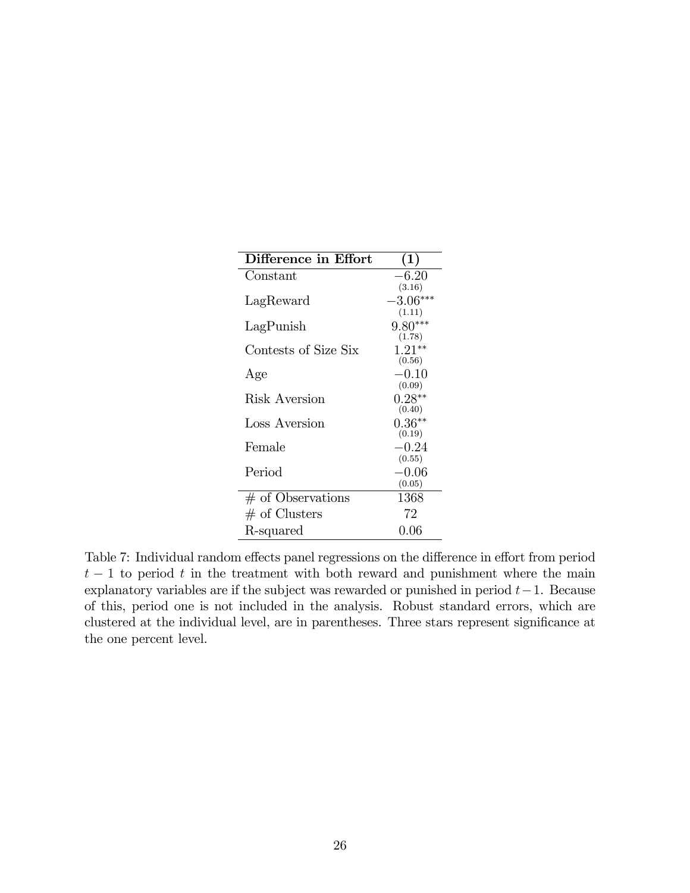| **Difference in Effort** | **(1)** |
|---|---|
| Constant | $-6.20$ (3.16) |
| LagReward | $-3.06^{***}$ (1.11) |
| LagPunish | $9.80^{***}$ (1.78) |
| Contests of Size Six | $1.21^{**}$ (0.56) |
| Age | $-0.10$ (0.09) |
| Risk Aversion | $0.28^{**}$ (0.40) |
| Loss Aversion | $0.36^{**}$ (0.19) |
| Female | $-0.24$ (0.55) |
| Period | $-0.06$ (0.05) |
| # of Observations | 1368 |
| # of Clusters | 72 |
| R-squared | 0.06 |

Table 7: Individual random effects panel regressions on the difference in effort from period $t-1$ to period $t$ in the treatment with both reward and punishment where the main explanatory variables are if the subject was rewarded or punished in period $t-1$. Because of this, period one is not included in the analysis. Robust standard errors, which are clustered at the individual level, are in parentheses. Three stars represent significance at the one percent level.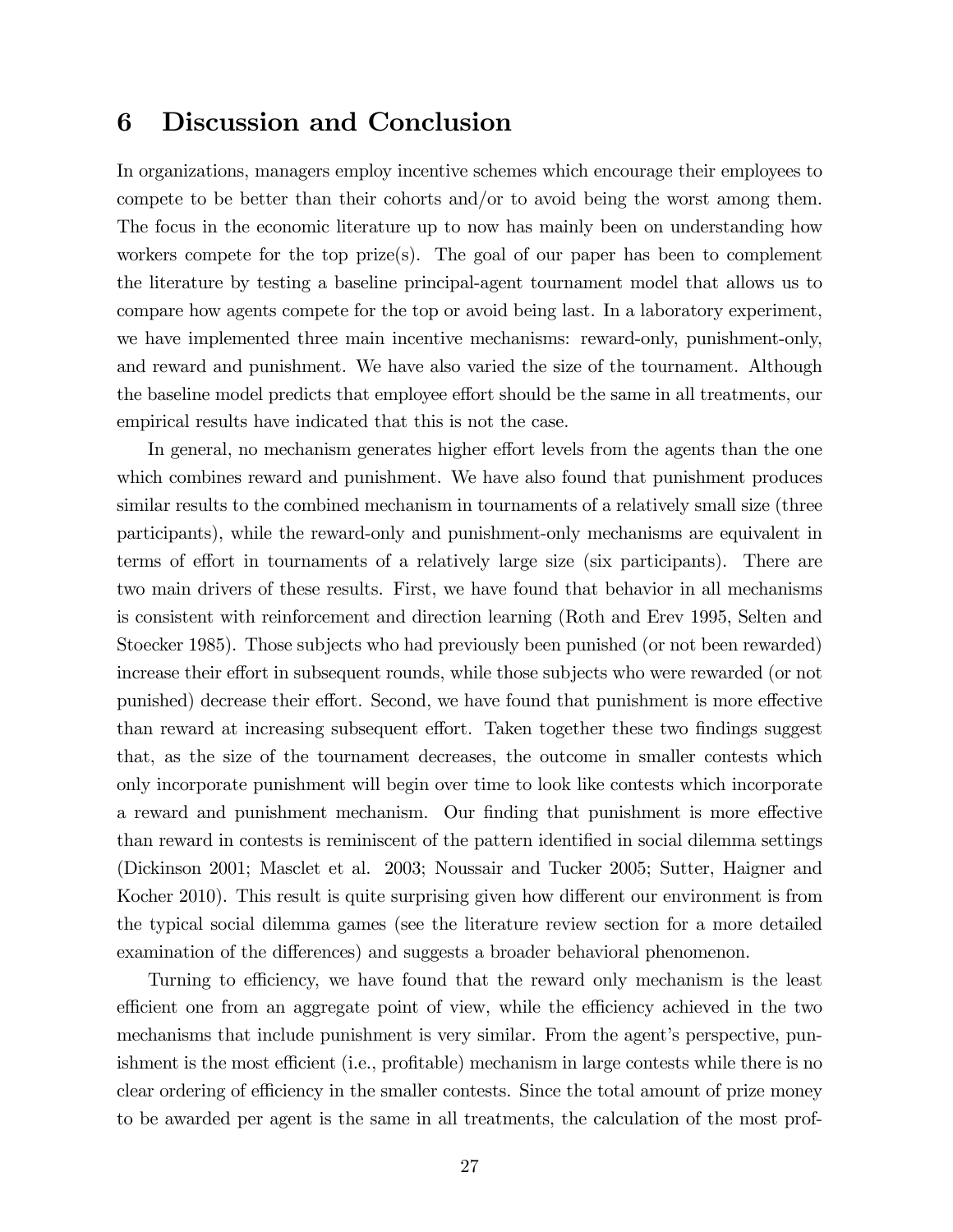# 6 Discussion and Conclusion

In organizations, managers employ incentive schemes which encourage their employees to compete to be better than their cohorts and/or to avoid being the worst among them. The focus in the economic literature up to now has mainly been on understanding how workers compete for the top prize(s). The goal of our paper has been to complement the literature by testing a baseline principal-agent tournament model that allows us to compare how agents compete for the top or avoid being last. In a laboratory experiment, we have implemented three main incentive mechanisms: reward-only, punishment-only, and reward and punishment. We have also varied the size of the tournament. Although the baseline model predicts that employee effort should be the same in all treatments, our empirical results have indicated that this is not the case.

In general, no mechanism generates higher effort levels from the agents than the one which combines reward and punishment. We have also found that punishment produces similar results to the combined mechanism in tournaments of a relatively small size (three participants), while the reward-only and punishment-only mechanisms are equivalent in terms of effort in tournaments of a relatively large size (six participants). There are two main drivers of these results. First, we have found that behavior in all mechanisms is consistent with reinforcement and direction learning (Roth and Erev 1995, Selten and Stoecker 1985). Those subjects who had previously been punished (or not been rewarded) increase their effort in subsequent rounds, while those subjects who were rewarded (or not punished) decrease their effort. Second, we have found that punishment is more effective than reward at increasing subsequent effort. Taken together these two findings suggest that, as the size of the tournament decreases, the outcome in smaller contests which only incorporate punishment will begin over time to look like contests which incorporate a reward and punishment mechanism. Our finding that punishment is more effective than reward in contests is reminiscent of the pattern identified in social dilemma settings (Dickinson 2001; Masclet et al. 2003; Noussair and Tucker 2005; Sutter, Haigner and Kocher 2010). This result is quite surprising given how different our environment is from the typical social dilemma games (see the literature review section for a more detailed examination of the differences) and suggests a broader behavioral phenomenon.

Turning to efficiency, we have found that the reward only mechanism is the least efficient one from an aggregate point of view, while the efficiency achieved in the two mechanisms that include punishment is very similar. From the agent's perspective, punishment is the most efficient (i.e., profitable) mechanism in large contests while there is no clear ordering of efficiency in the smaller contests. Since the total amount of prize money to be awarded per agent is the same in all treatments, the calculation of the most prof-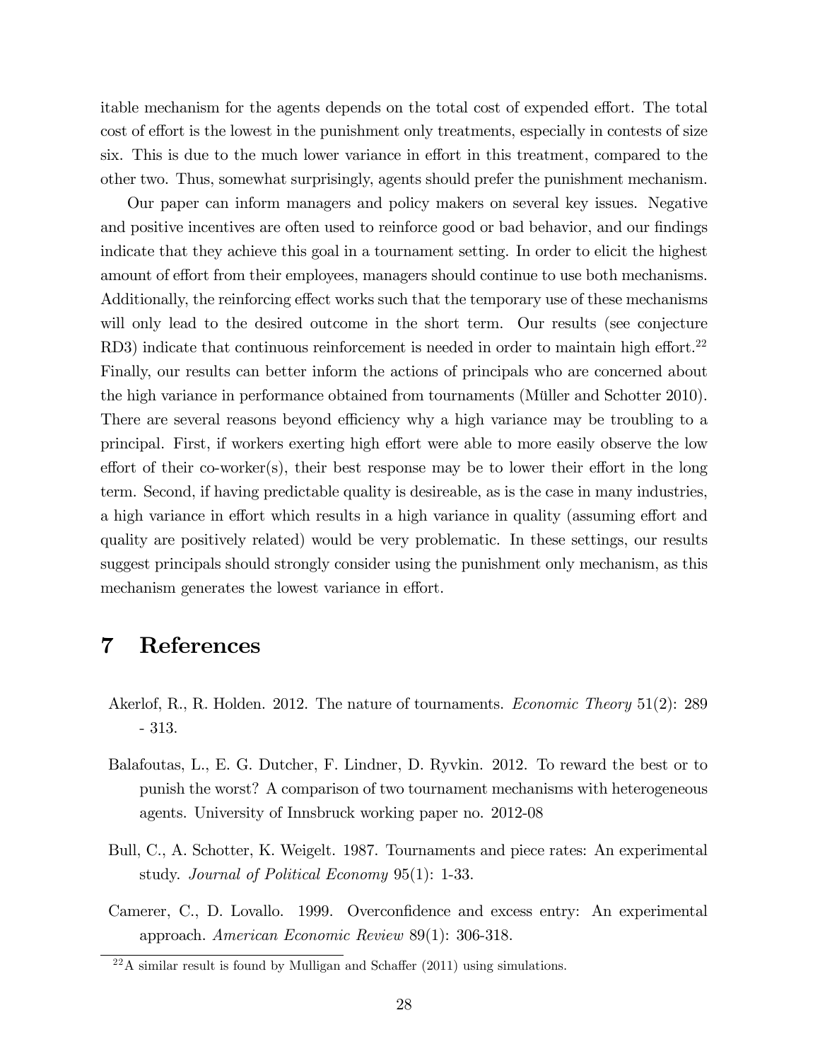itable mechanism for the agents depends on the total cost of expended effort. The total cost of effort is the lowest in the punishment only treatments, especially in contests of size six. This is due to the much lower variance in effort in this treatment, compared to the other two. Thus, somewhat surprisingly, agents should prefer the punishment mechanism.

Our paper can inform managers and policy makers on several key issues. Negative and positive incentives are often used to reinforce good or bad behavior, and our findings indicate that they achieve this goal in a tournament setting. In order to elicit the highest amount of effort from their employees, managers should continue to use both mechanisms. Additionally, the reinforcing effect works such that the temporary use of these mechanisms will only lead to the desired outcome in the short term. Our results (see conjecture RD3) indicate that continuous reinforcement is needed in order to maintain high effort.[22] Finally, our results can better inform the actions of principals who are concerned about the high variance in performance obtained from tournaments (Müller and Schotter 2010). There are several reasons beyond efficiency why a high variance may be troubling to a principal. First, if workers exerting high effort were able to more easily observe the low effort of their co-worker(s), their best response may be to lower their effort in the long term. Second, if having predictable quality is desireable, as is the case in many industries, a high variance in effort which results in a high variance in quality (assuming effort and quality are positively related) would be very problematic. In these settings, our results suggest principals should strongly consider using the punishment only mechanism, as this mechanism generates the lowest variance in effort.

# 7 References

Akerlof, R., R. Holden. 2012. The nature of tournaments. *Economic Theory* 51(2): 289 - 313.

Balafoutas, L., E. G. Dutcher, F. Lindner, D. Ryvkin. 2012. To reward the best or to punish the worst? A comparison of two tournament mechanisms with heterogeneous agents. University of Innsbruck working paper no. 2012-08

Bull, C., A. Schotter, K. Weigelt. 1987. Tournaments and piece rates: An experimental study. *Journal of Political Economy* 95(1): 1-33.

Camerer, C., D. Lovallo. 1999. Overconfidence and excess entry: An experimental approach. *American Economic Review* 89(1): 306-318.

[22] A similar result is found by Mulligan and Schaffer (2011) using simulations.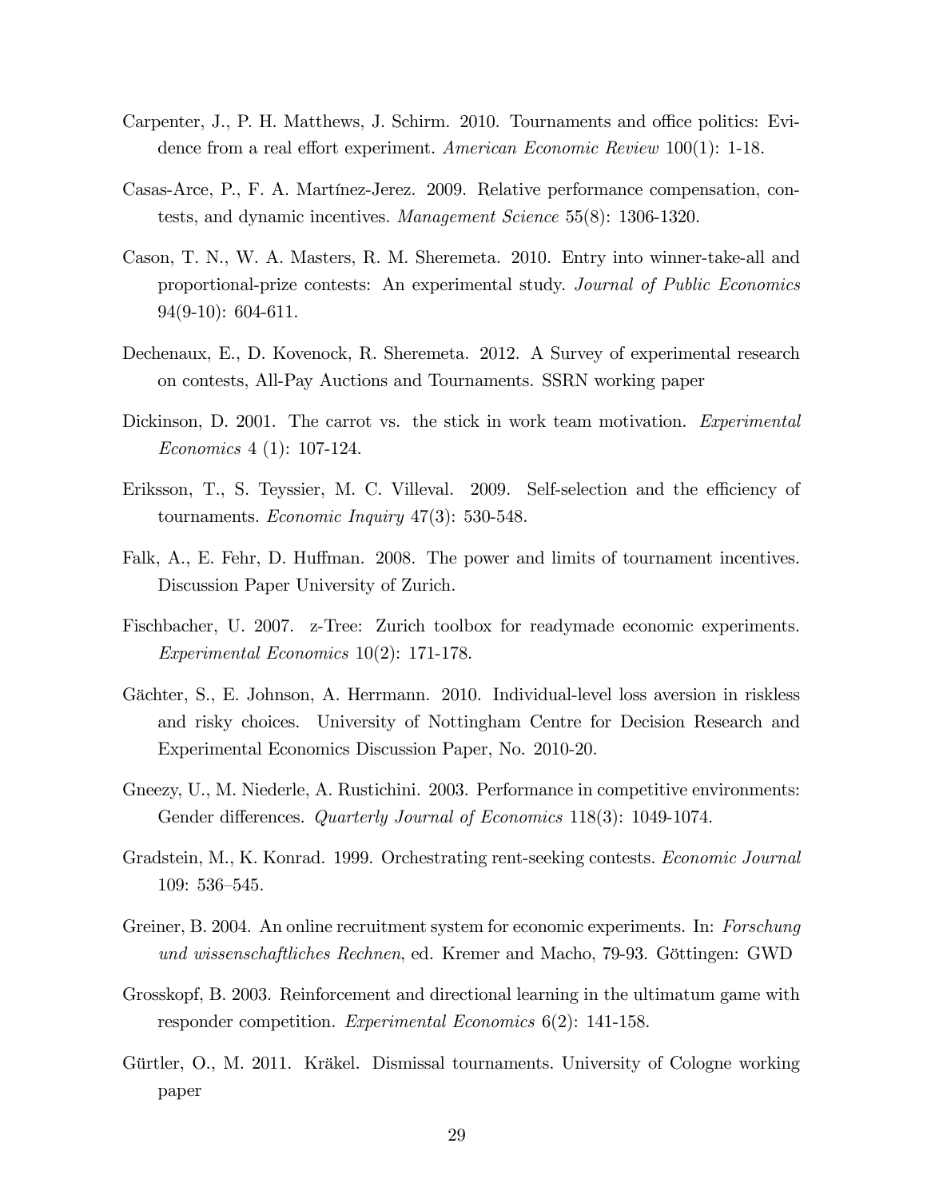Carpenter, J., P. H. Matthews, J. Schirm. 2010. Tournaments and office politics: Evidence from a real effort experiment. *American Economic Review* 100(1): 1-18.

Casas-Arce, P., F. A. Martínez-Jerez. 2009. Relative performance compensation, contests, and dynamic incentives. *Management Science* 55(8): 1306-1320.

Cason, T. N., W. A. Masters, R. M. Sheremeta. 2010. Entry into winner-take-all and proportional-prize contests: An experimental study. *Journal of Public Economics* 94(9-10): 604-611.

Dechenaux, E., D. Kovenock, R. Sheremeta. 2012. A Survey of experimental research on contests, All-Pay Auctions and Tournaments. SSRN working paper

Dickinson, D. 2001. The carrot vs. the stick in work team motivation. *Experimental Economics* 4 (1): 107-124.

Eriksson, T., S. Teyssier, M. C. Villeval. 2009. Self-selection and the efficiency of tournaments. *Economic Inquiry* 47(3): 530-548.

Falk, A., E. Fehr, D. Huffman. 2008. The power and limits of tournament incentives. Discussion Paper University of Zurich.

Fischbacher, U. 2007. z-Tree: Zurich toolbox for readymade economic experiments. *Experimental Economics* 10(2): 171-178.

Gächter, S., E. Johnson, A. Herrmann. 2010. Individual-level loss aversion in riskless and risky choices. University of Nottingham Centre for Decision Research and Experimental Economics Discussion Paper, No. 2010-20.

Gneezy, U., M. Niederle, A. Rustichini. 2003. Performance in competitive environments: Gender differences. *Quarterly Journal of Economics* 118(3): 1049-1074.

Gradstein, M., K. Konrad. 1999. Orchestrating rent-seeking contests. *Economic Journal* 109: 536–545.

Greiner, B. 2004. An online recruitment system for economic experiments. In: *Forschung und wissenschaftliches Rechnen*, ed. Kremer and Macho, 79-93. Göttingen: GWD

Grosskopf, B. 2003. Reinforcement and directional learning in the ultimatum game with responder competition. *Experimental Economics* 6(2): 141-158.

Gürtler, O., M. 2011. Kräkel. Dismissal tournaments. University of Cologne working paper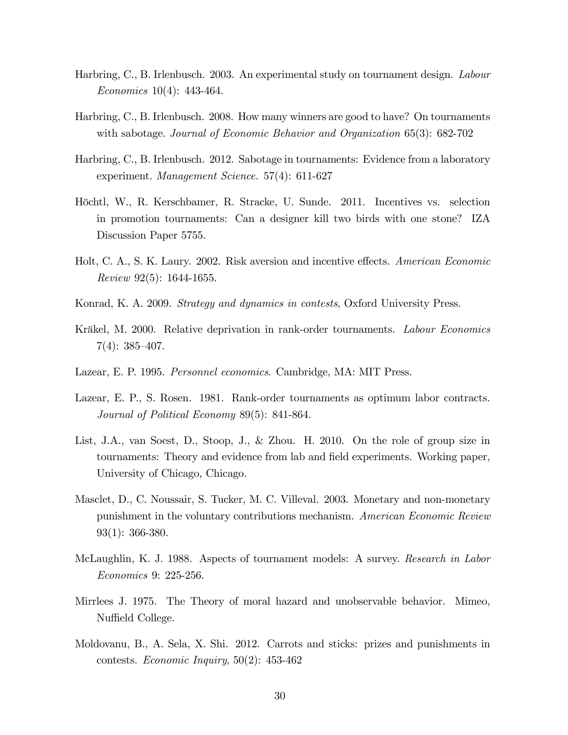Harbring, C., B. Irlenbusch. 2003. An experimental study on tournament design. *Labour Economics* 10(4): 443-464.

Harbring, C., B. Irlenbusch. 2008. How many winners are good to have? On tournaments with sabotage. *Journal of Economic Behavior and Organization* 65(3): 682-702

Harbring, C., B. Irlenbusch. 2012. Sabotage in tournaments: Evidence from a laboratory experiment. *Management Science*. 57(4): 611-627

Höchtl, W., R. Kerschbamer, R. Stracke, U. Sunde. 2011. Incentives vs. selection in promotion tournaments: Can a designer kill two birds with one stone? IZA Discussion Paper 5755.

Holt, C. A., S. K. Laury. 2002. Risk aversion and incentive effects. *American Economic Review* 92(5): 1644-1655.

Konrad, K. A. 2009. *Strategy and dynamics in contests*, Oxford University Press.

Kräkel, M. 2000. Relative deprivation in rank-order tournaments. *Labour Economics* 7(4): 385–407.

Lazear, E. P. 1995. *Personnel economics*. Cambridge, MA: MIT Press.

Lazear, E. P., S. Rosen. 1981. Rank-order tournaments as optimum labor contracts. *Journal of Political Economy* 89(5): 841-864.

List, J.A., van Soest, D., Stoop, J., & Zhou. H. 2010. On the role of group size in tournaments: Theory and evidence from lab and field experiments. Working paper, University of Chicago, Chicago.

Masclet, D., C. Noussair, S. Tucker, M. C. Villeval. 2003. Monetary and non-monetary punishment in the voluntary contributions mechanism. *American Economic Review* 93(1): 366-380.

McLaughlin, K. J. 1988. Aspects of tournament models: A survey. *Research in Labor Economics* 9: 225-256.

Mirrlees J. 1975. The Theory of moral hazard and unobservable behavior. Mimeo, Nuffield College.

Moldovanu, B., A. Sela, X. Shi. 2012. Carrots and sticks: prizes and punishments in contests. *Economic Inquiry*, 50(2): 453-462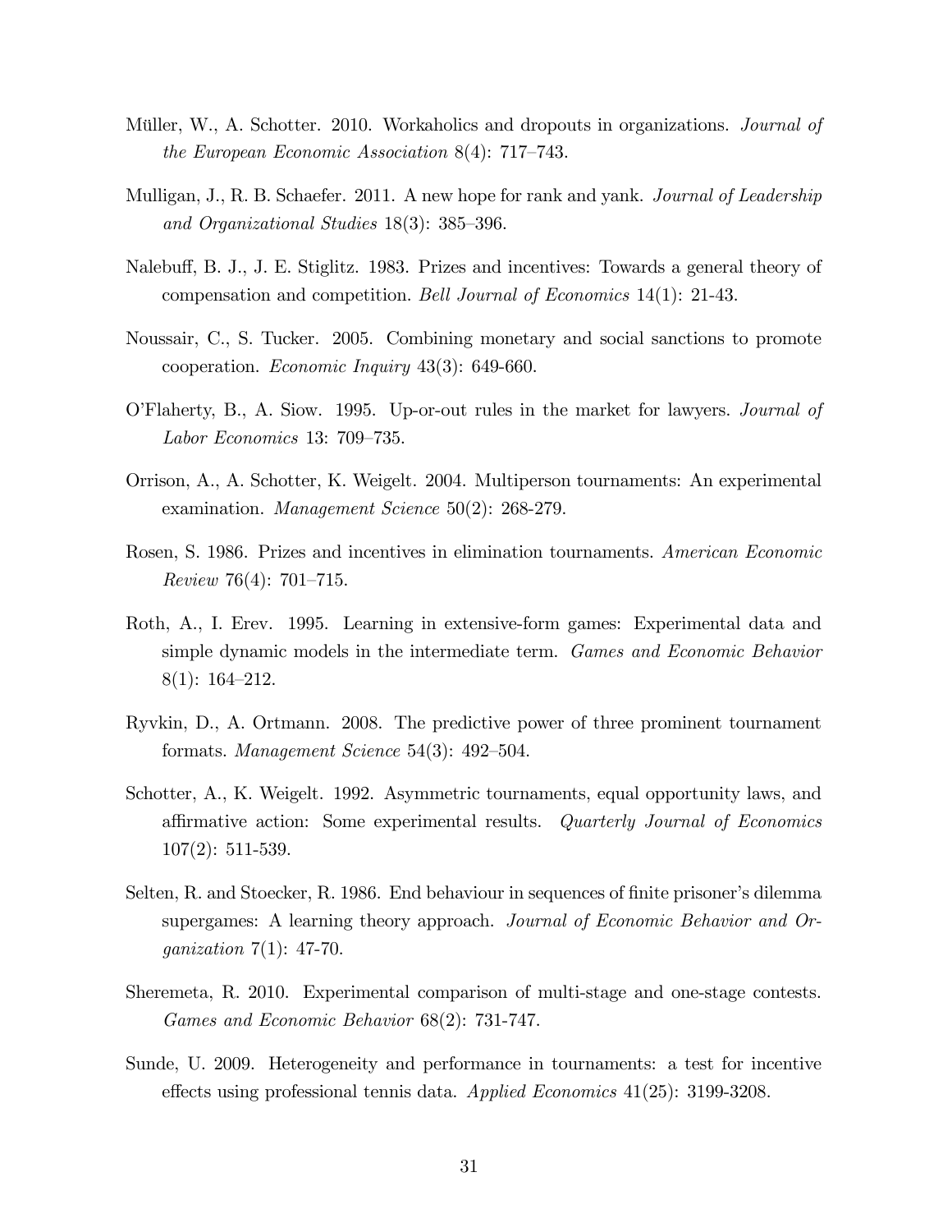Müller, W., A. Schotter. 2010. Workaholics and dropouts in organizations. *Journal of the European Economic Association* 8(4): 717–743.

Mulligan, J., R. B. Schaefer. 2011. A new hope for rank and yank. *Journal of Leadership and Organizational Studies* 18(3): 385–396.

Nalebuff, B. J., J. E. Stiglitz. 1983. Prizes and incentives: Towards a general theory of compensation and competition. *Bell Journal of Economics* 14(1): 21-43.

Noussair, C., S. Tucker. 2005. Combining monetary and social sanctions to promote cooperation. *Economic Inquiry* 43(3): 649-660.

O'Flaherty, B., A. Siow. 1995. Up-or-out rules in the market for lawyers. *Journal of Labor Economics* 13: 709–735.

Orrison, A., A. Schotter, K. Weigelt. 2004. Multiperson tournaments: An experimental examination. *Management Science* 50(2): 268-279.

Rosen, S. 1986. Prizes and incentives in elimination tournaments. *American Economic Review* 76(4): 701–715.

Roth, A., I. Erev. 1995. Learning in extensive-form games: Experimental data and simple dynamic models in the intermediate term. *Games and Economic Behavior* 8(1): 164–212.

Ryvkin, D., A. Ortmann. 2008. The predictive power of three prominent tournament formats. *Management Science* 54(3): 492–504.

Schotter, A., K. Weigelt. 1992. Asymmetric tournaments, equal opportunity laws, and affirmative action: Some experimental results. *Quarterly Journal of Economics* 107(2): 511-539.

Selten, R. and Stoecker, R. 1986. End behaviour in sequences of finite prisoner's dilemma supergames: A learning theory approach. *Journal of Economic Behavior and Organization* 7(1): 47-70.

Sheremeta, R. 2010. Experimental comparison of multi-stage and one-stage contests. *Games and Economic Behavior* 68(2): 731-747.

Sunde, U. 2009. Heterogeneity and performance in tournaments: a test for incentive effects using professional tennis data. *Applied Economics* 41(25): 3199-3208.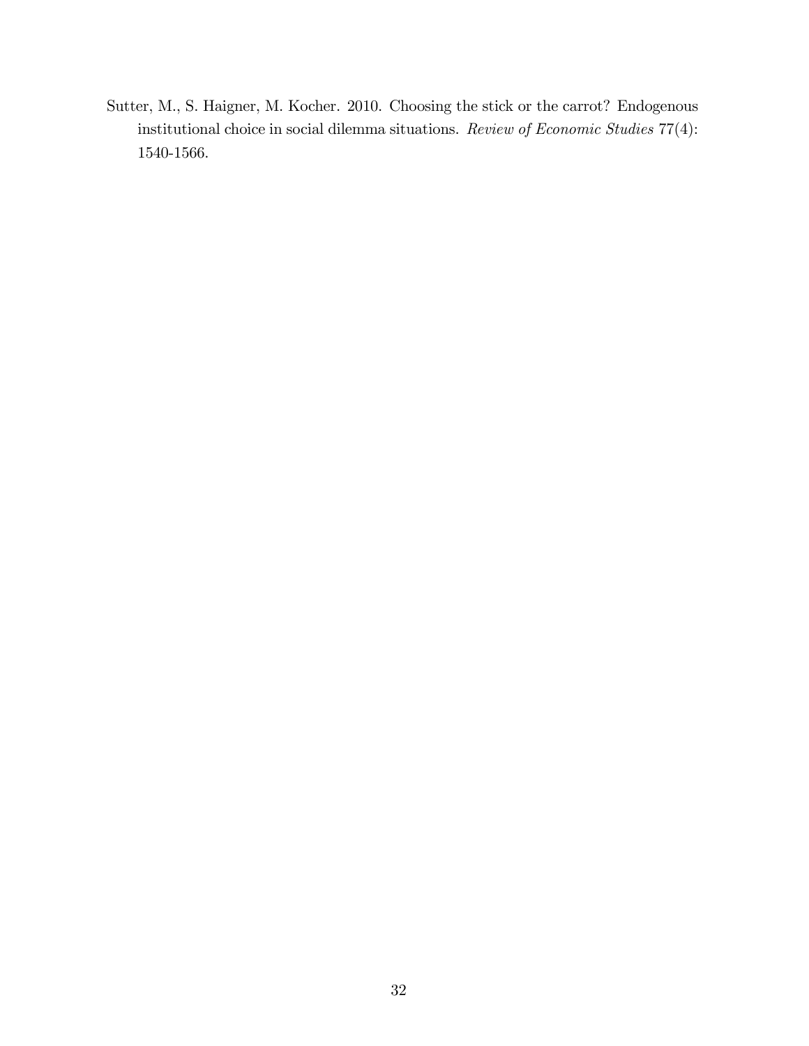Sutter, M., S. Haigner, M. Kocher. 2010. Choosing the stick or the carrot? Endogenous institutional choice in social dilemma situations. *Review of Economic Studies* 77(4): 1540-1566.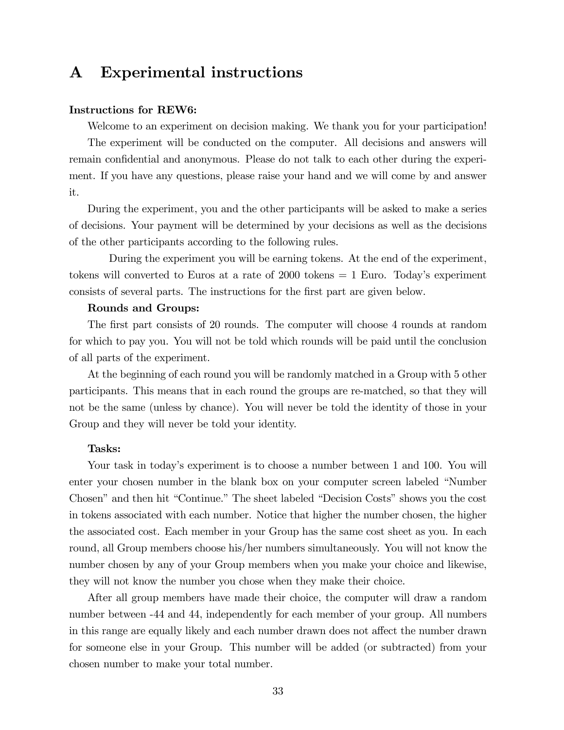# A Experimental instructions

**Instructions for REW6:**

Welcome to an experiment on decision making. We thank you for your participation!

The experiment will be conducted on the computer. All decisions and answers will remain confidential and anonymous. Please do not talk to each other during the experiment. If you have any questions, please raise your hand and we will come by and answer it.

During the experiment, you and the other participants will be asked to make a series of decisions. Your payment will be determined by your decisions as well as the decisions of the other participants according to the following rules.

During the experiment you will be earning tokens. At the end of the experiment, tokens will converted to Euros at a rate of 2000 tokens = 1 Euro. Today's experiment consists of several parts. The instructions for the first part are given below.

**Rounds and Groups:**

The first part consists of 20 rounds. The computer will choose 4 rounds at random for which to pay you. You will not be told which rounds will be paid until the conclusion of all parts of the experiment.

At the beginning of each round you will be randomly matched in a Group with 5 other participants. This means that in each round the groups are re-matched, so that they will not be the same (unless by chance). You will never be told the identity of those in your Group and they will never be told your identity.

**Tasks:**

Your task in today's experiment is to choose a number between 1 and 100. You will enter your chosen number in the blank box on your computer screen labeled "Number Chosen" and then hit "Continue." The sheet labeled "Decision Costs" shows you the cost in tokens associated with each number. Notice that higher the number chosen, the higher the associated cost. Each member in your Group has the same cost sheet as you. In each round, all Group members choose his/her numbers simultaneously. You will not know the number chosen by any of your Group members when you make your choice and likewise, they will not know the number you chose when they make their choice.

After all group members have made their choice, the computer will draw a random number between -44 and 44, independently for each member of your group. All numbers in this range are equally likely and each number drawn does not affect the number drawn for someone else in your Group. This number will be added (or subtracted) from your chosen number to make your total number.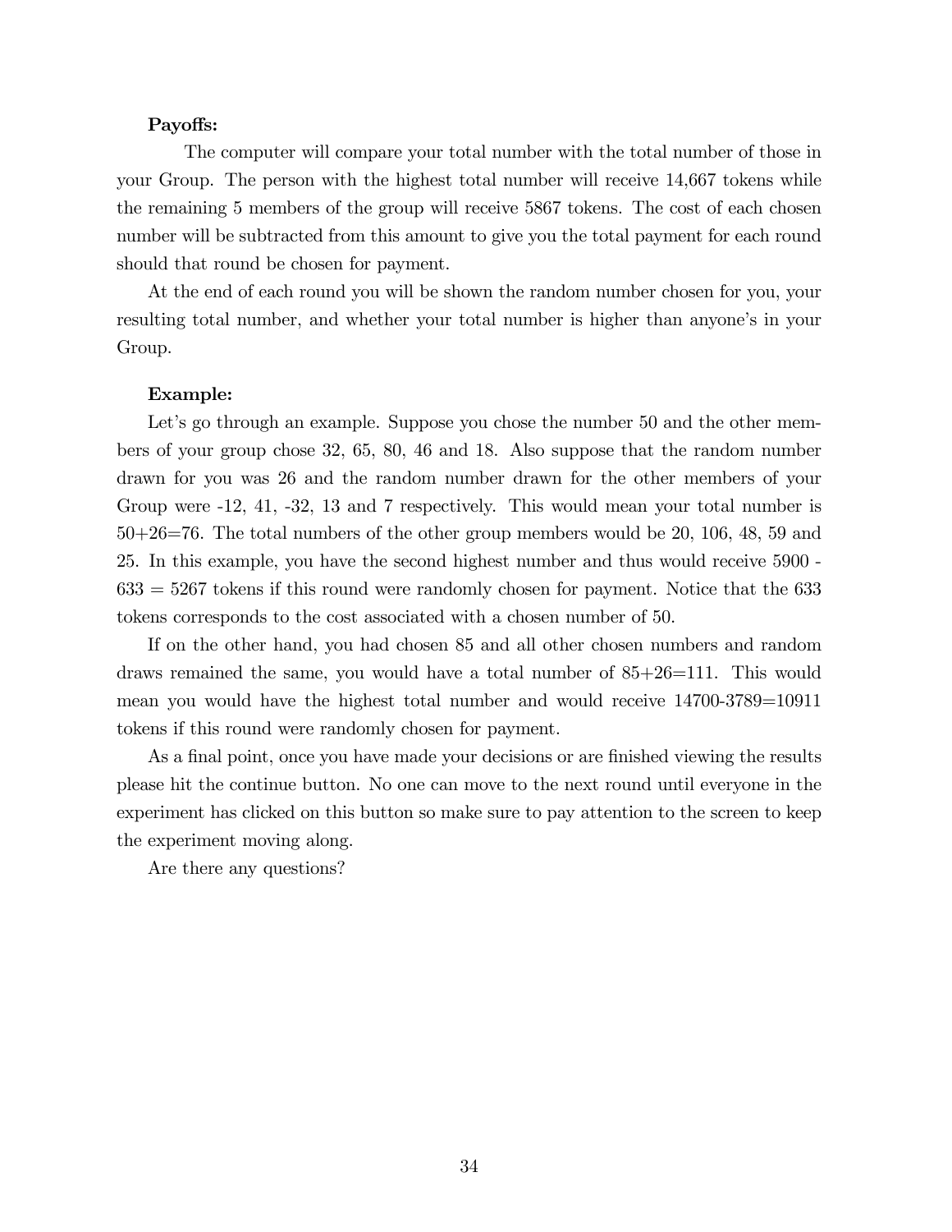**Payoffs:**

The computer will compare your total number with the total number of those in your Group. The person with the highest total number will receive 14,667 tokens while the remaining 5 members of the group will receive 5867 tokens. The cost of each chosen number will be subtracted from this amount to give you the total payment for each round should that round be chosen for payment.

At the end of each round you will be shown the random number chosen for you, your resulting total number, and whether your total number is higher than anyone's in your Group.

**Example:**

Let's go through an example. Suppose you chose the number 50 and the other members of your group chose 32, 65, 80, 46 and 18. Also suppose that the random number drawn for you was 26 and the random number drawn for the other members of your Group were -12, 41, -32, 13 and 7 respectively. This would mean your total number is 50+26=76. The total numbers of the other group members would be 20, 106, 48, 59 and 25. In this example, you have the second highest number and thus would receive 5900 - 633 = 5267 tokens if this round were randomly chosen for payment. Notice that the 633 tokens corresponds to the cost associated with a chosen number of 50.

If on the other hand, you had chosen 85 and all other chosen numbers and random draws remained the same, you would have a total number of 85+26=111. This would mean you would have the highest total number and would receive 14700-3789=10911 tokens if this round were randomly chosen for payment.

As a final point, once you have made your decisions or are finished viewing the results please hit the continue button. No one can move to the next round until everyone in the experiment has clicked on this button so make sure to pay attention to the screen to keep the experiment moving along.

Are there any questions?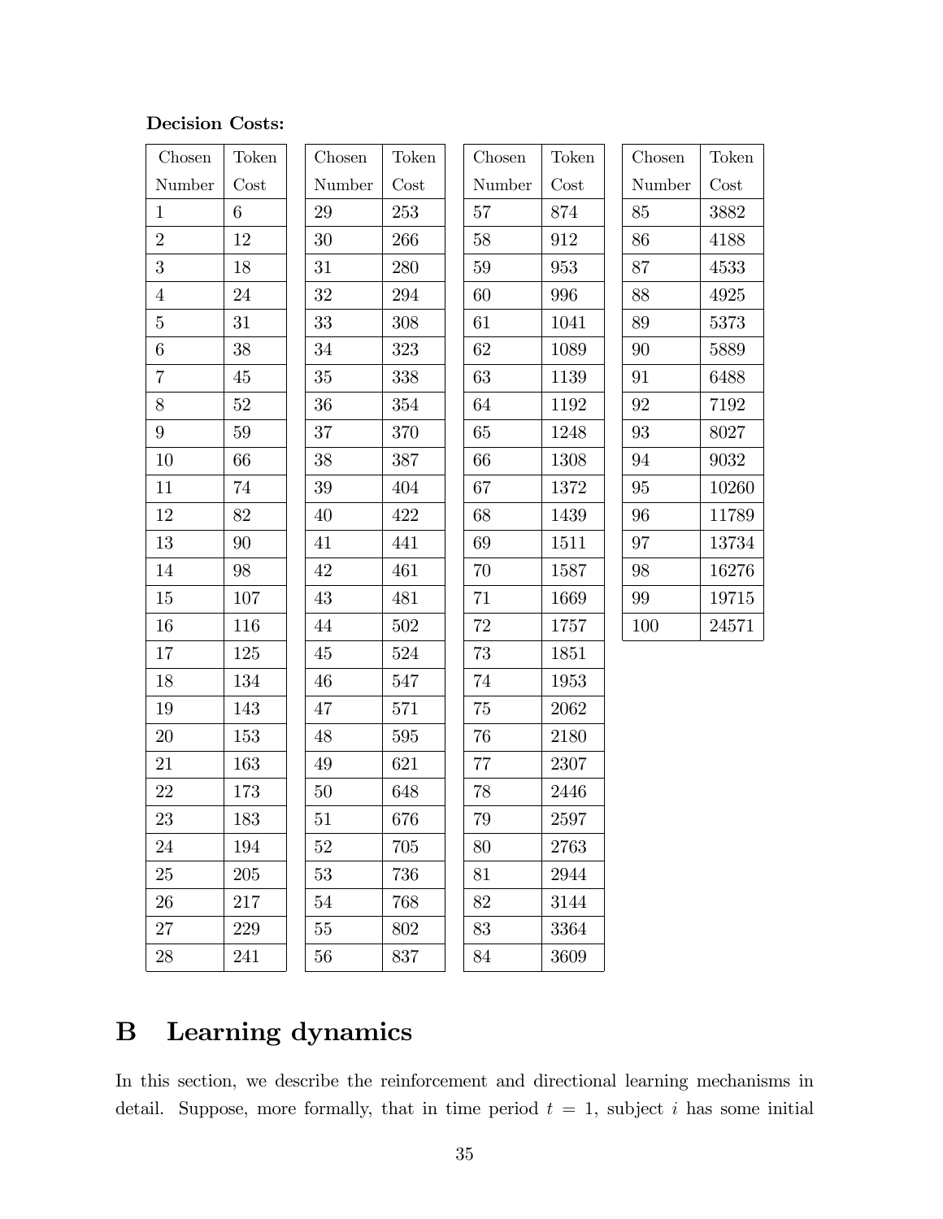**Decision Costs:**

| Chosen Number | Token Cost | Chosen Number | Token Cost | Chosen Number | Token Cost | Chosen Number | Token Cost |
|---|---|---|---|---|---|---|---|
| 1 | 6 | 29 | 253 | 57 | 874 | 85 | 3882 |
| 2 | 12 | 30 | 266 | 58 | 912 | 86 | 4188 |
| 3 | 18 | 31 | 280 | 59 | 953 | 87 | 4533 |
| 4 | 24 | 32 | 294 | 60 | 996 | 88 | 4925 |
| 5 | 31 | 33 | 308 | 61 | 1041 | 89 | 5373 |
| 6 | 38 | 34 | 323 | 62 | 1089 | 90 | 5889 |
| 7 | 45 | 35 | 338 | 63 | 1139 | 91 | 6488 |
| 8 | 52 | 36 | 354 | 64 | 1192 | 92 | 7192 |
| 9 | 59 | 37 | 370 | 65 | 1248 | 93 | 8027 |
| 10 | 66 | 38 | 387 | 66 | 1308 | 94 | 9032 |
| 11 | 74 | 39 | 404 | 67 | 1372 | 95 | 10260 |
| 12 | 82 | 40 | 422 | 68 | 1439 | 96 | 11789 |
| 13 | 90 | 41 | 441 | 69 | 1511 | 97 | 13734 |
| 14 | 98 | 42 | 461 | 70 | 1587 | 98 | 16276 |
| 15 | 107 | 43 | 481 | 71 | 1669 | 99 | 19715 |
| 16 | 116 | 44 | 502 | 72 | 1757 | 100 | 24571 |
| 17 | 125 | 45 | 524 | 73 | 1851 | | |
| 18 | 134 | 46 | 547 | 74 | 1953 | | |
| 19 | 143 | 47 | 571 | 75 | 2062 | | |
| 20 | 153 | 48 | 595 | 76 | 2180 | | |
| 21 | 163 | 49 | 621 | 77 | 2307 | | |
| 22 | 173 | 50 | 648 | 78 | 2446 | | |
| 23 | 183 | 51 | 676 | 79 | 2597 | | |
| 24 | 194 | 52 | 705 | 80 | 2763 | | |
| 25 | 205 | 53 | 736 | 81 | 2944 | | |
| 26 | 217 | 54 | 768 | 82 | 3144 | | |
| 27 | 229 | 55 | 802 | 83 | 3364 | | |
| 28 | 241 | 56 | 837 | 84 | 3609 | | |

# B Learning dynamics

In this section, we describe the reinforcement and directional learning mechanisms in detail. Suppose, more formally, that in time period $t = 1$, subject $i$ has some initial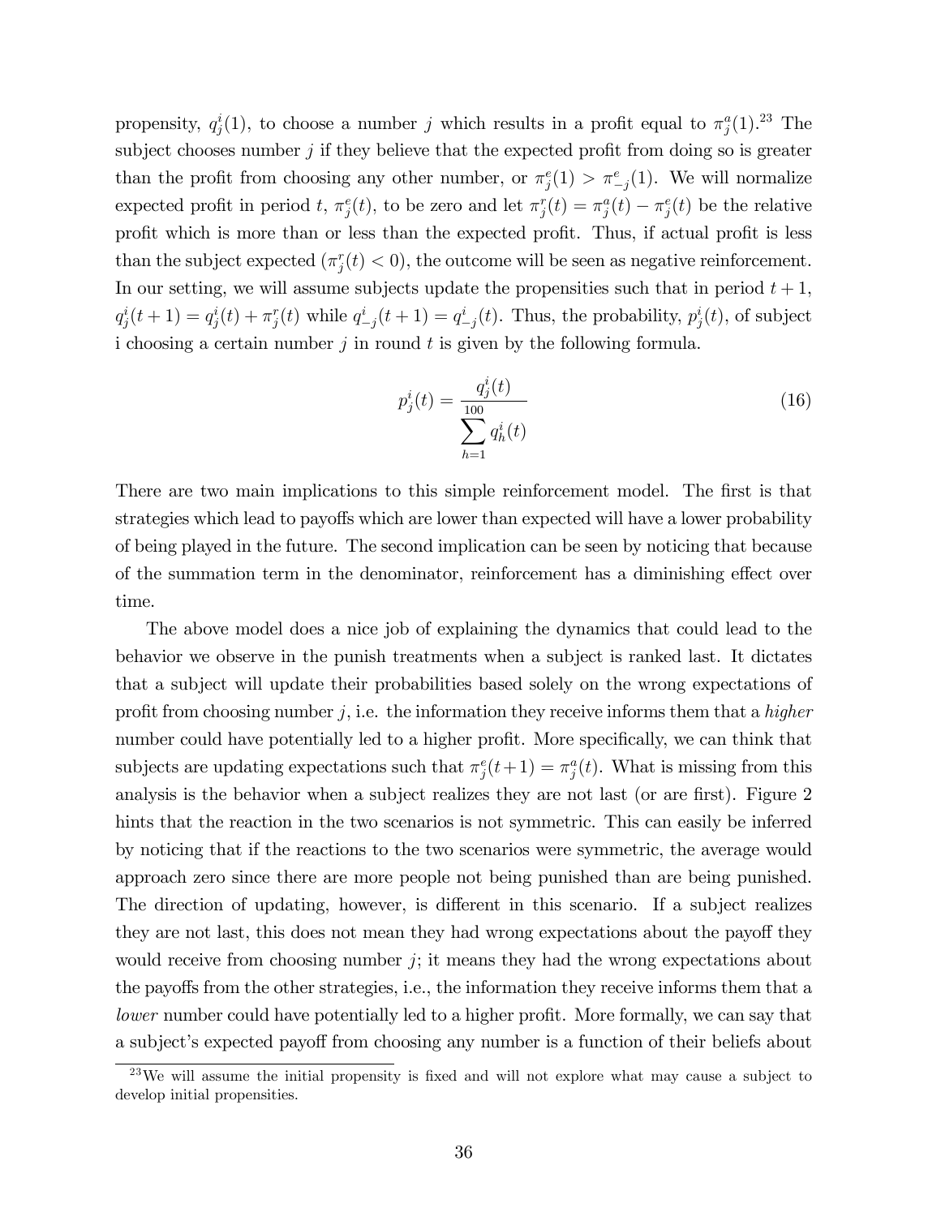propensity, $q^i_j(1)$, to choose a number $j$ which results in a profit equal to $\pi^a_j(1)$.[23] The subject chooses number $j$ if they believe that the expected profit from doing so is greater than the profit from choosing any other number, or $\pi^e_j(1) > \pi^e_{-j}(1)$. We will normalize expected profit in period $t$, $\pi^e_j(t)$, to be zero and let $\pi^r_j(t) = \pi^a_j(t) - \pi^e_j(t)$ be the relative profit which is more than or less than the expected profit. Thus, if actual profit is less than the subject expected ($\pi^r_j(t) < 0$), the outcome will be seen as negative reinforcement. In our setting, we will assume subjects update the propensities such that in period $t+1$, $q^i_j(t+1) = q^i_j(t) + \pi^r_j(t)$ while $q^i_{-j}(t+1) = q^i_{-j}(t)$. Thus, the probability, $p^i_j(t)$, of subject i choosing a certain number $j$ in round $t$ is given by the following formula.

$$p^i_j(t) = \frac{q^i_j(t)}{\sum_{h=1}^{100} q^i_h(t)} \tag{16}$$

There are two main implications to this simple reinforcement model. The first is that strategies which lead to payoffs which are lower than expected will have a lower probability of being played in the future. The second implication can be seen by noticing that because of the summation term in the denominator, reinforcement has a diminishing effect over time.

The above model does a nice job of explaining the dynamics that could lead to the behavior we observe in the punish treatments when a subject is ranked last. It dictates that a subject will update their probabilities based solely on the wrong expectations of profit from choosing number $j$, i.e. the information they receive informs them that a *higher* number could have potentially led to a higher profit. More specifically, we can think that subjects are updating expectations such that $\pi^e_j(t+1) = \pi^a_j(t)$. What is missing from this analysis is the behavior when a subject realizes they are not last (or are first). Figure 2 hints that the reaction in the two scenarios is not symmetric. This can easily be inferred by noticing that if the reactions to the two scenarios were symmetric, the average would approach zero since there are more people not being punished than are being punished. The direction of updating, however, is different in this scenario. If a subject realizes they are not last, this does not mean they had wrong expectations about the payoff they would receive from choosing number $j$; it means they had the wrong expectations about the payoffs from the other strategies, i.e., the information they receive informs them that a *lower* number could have potentially led to a higher profit. More formally, we can say that a subject's expected payoff from choosing any number is a function of their beliefs about

[23] We will assume the initial propensity is fixed and will not explore what may cause a subject to develop initial propensities.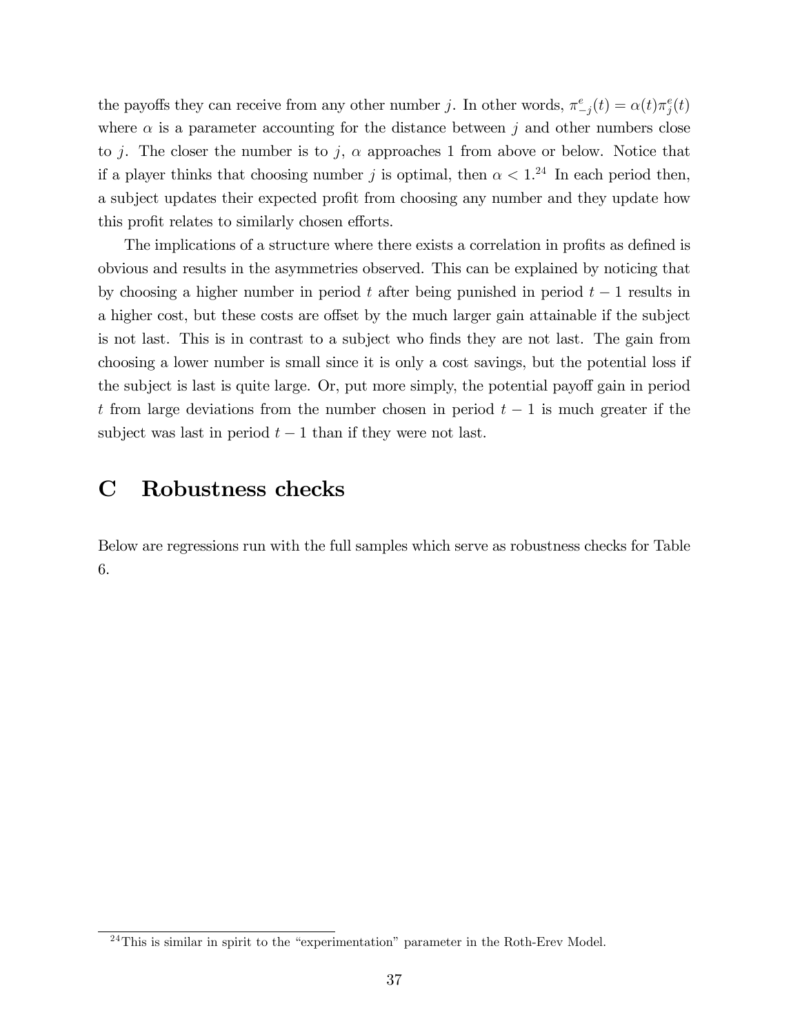the payoffs they can receive from any other number $j$. In other words, $\pi^e_{-j}(t) = \alpha(t)\pi^e_j(t)$ where $\alpha$ is a parameter accounting for the distance between $j$ and other numbers close to $j$. The closer the number is to $j$, $\alpha$ approaches 1 from above or below. Notice that if a player thinks that choosing number $j$ is optimal, then $\alpha < 1$.[24] In each period then, a subject updates their expected profit from choosing any number and they update how this profit relates to similarly chosen efforts.

The implications of a structure where there exists a correlation in profits as defined is obvious and results in the asymmetries observed. This can be explained by noticing that by choosing a higher number in period $t$ after being punished in period $t-1$ results in a higher cost, but these costs are offset by the much larger gain attainable if the subject is not last. This is in contrast to a subject who finds they are not last. The gain from choosing a lower number is small since it is only a cost savings, but the potential loss if the subject is last is quite large. Or, put more simply, the potential payoff gain in period $t$ from large deviations from the number chosen in period $t-1$ is much greater if the subject was last in period $t-1$ than if they were not last.

# C Robustness checks

Below are regressions run with the full samples which serve as robustness checks for Table 6.

[24] This is similar in spirit to the "experimentation" parameter in the Roth-Erev Model.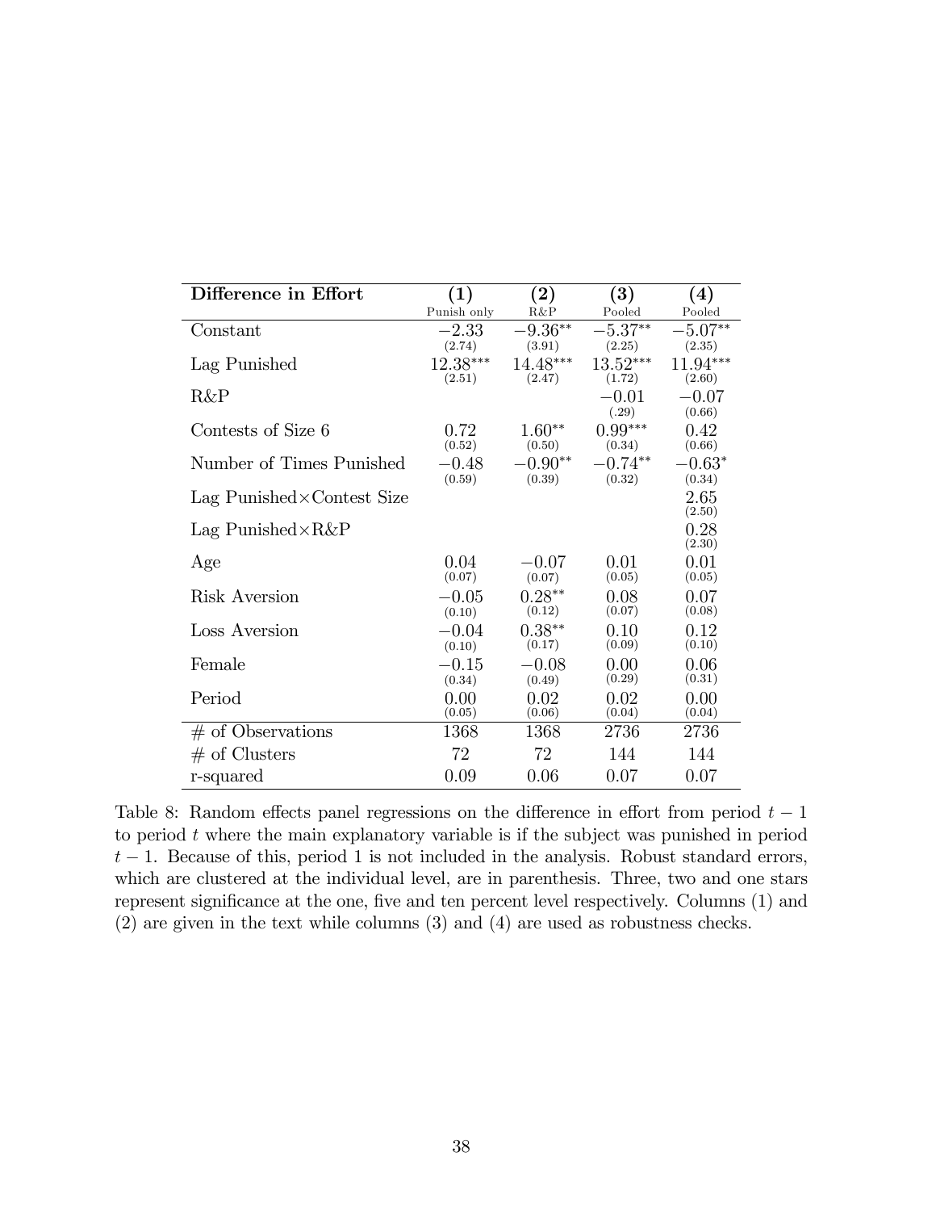| **Difference in Effort** | **(1)** Punish only | **(2)** R&P | **(3)** Pooled | **(4)** Pooled |
|---|---|---|---|---|
| Constant | $-2.33$ (2.74) | $-9.36^{**}$ (3.91) | $-5.37^{**}$ (2.25) | $-5.07^{**}$ (2.35) |
| Lag Punished | $12.38^{***}$ (2.51) | $14.48^{***}$ (2.47) | $13.52^{***}$ (1.72) | $11.94^{***}$ (2.60) |
| R&P | | | $-0.01$ (.29) | $-0.07$ (0.66) |
| Contests of Size 6 | 0.72 (0.52) | $1.60^{**}$ (0.50) | $0.99^{***}$ (0.34) | 0.42 (0.66) |
| Number of Times Punished | $-0.48$ (0.59) | $-0.90^{**}$ (0.39) | $-0.74^{**}$ (0.32) | $-0.63^{*}$ (0.34) |
| Lag Punished×Contest Size | | | | 2.65 (2.50) |
| Lag Punished×R&P | | | | 0.28 (2.30) |
| Age | 0.04 (0.07) | $-0.07$ (0.07) | 0.01 (0.05) | 0.01 (0.05) |
| Risk Aversion | $-0.05$ (0.10) | $0.28^{**}$ (0.12) | 0.08 (0.07) | 0.07 (0.08) |
| Loss Aversion | $-0.04$ (0.10) | $0.38^{**}$ (0.17) | 0.10 (0.09) | 0.12 (0.10) |
| Female | $-0.15$ (0.34) | $-0.08$ (0.49) | 0.00 (0.29) | 0.06 (0.31) |
| Period | 0.00 (0.05) | 0.02 (0.06) | 0.02 (0.04) | 0.00 (0.04) |
| # of Observations | 1368 | 1368 | 2736 | 2736 |
| # of Clusters | 72 | 72 | 144 | 144 |
| r-squared | 0.09 | 0.06 | 0.07 | 0.07 |

Table 8: Random effects panel regressions on the difference in effort from period $t-1$ to period $t$ where the main explanatory variable is if the subject was punished in period $t-1$. Because of this, period 1 is not included in the analysis. Robust standard errors, which are clustered at the individual level, are in parenthesis. Three, two and one stars represent significance at the one, five and ten percent level respectively. Columns (1) and (2) are given in the text while columns (3) and (4) are used as robustness checks.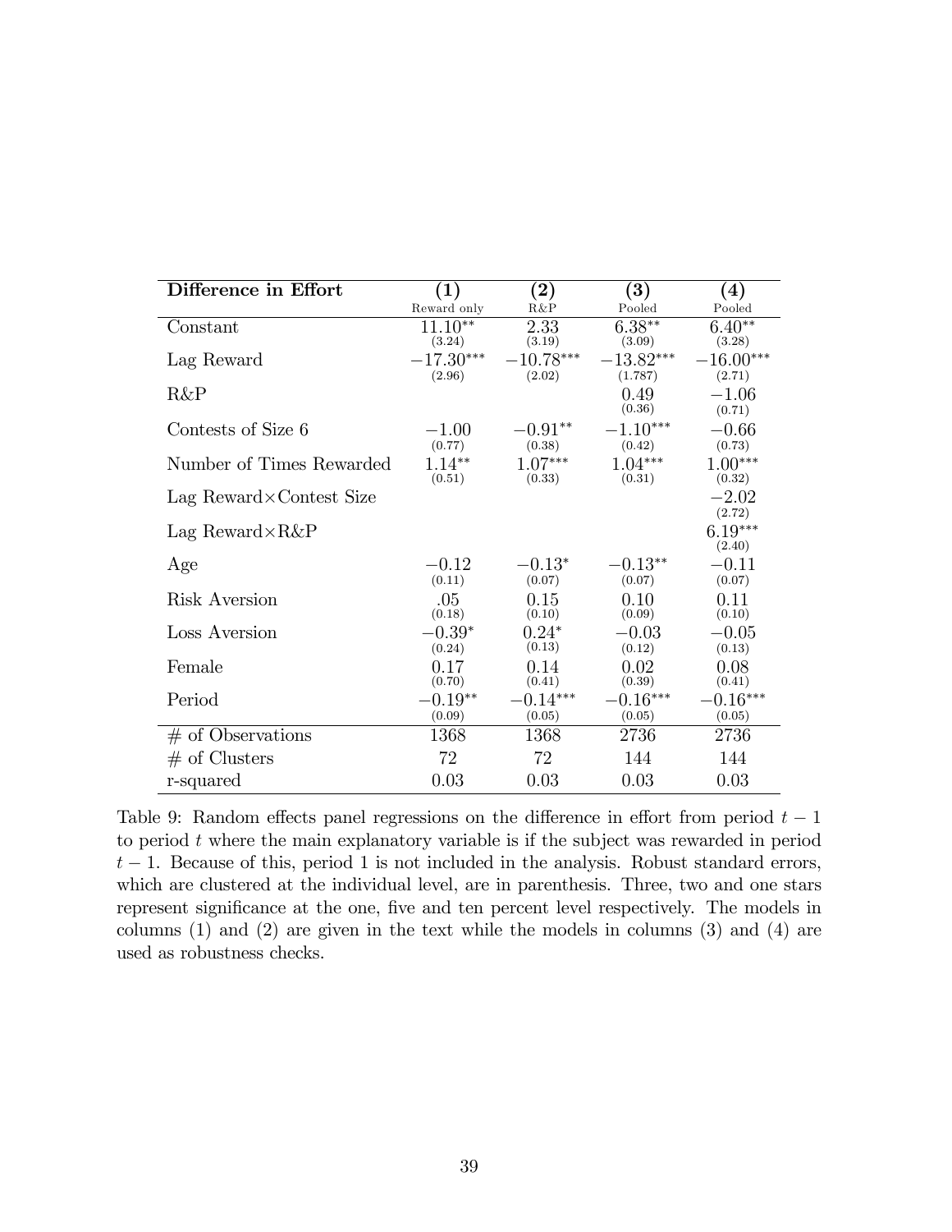| **Difference in Effort** | **(1)** Reward only | **(2)** R&P | **(3)** Pooled | **(4)** Pooled |
|---|---|---|---|---|
| Constant | $11.10^{**}$ (3.24) | 2.33 (3.19) | $6.38^{**}$ (3.09) | $6.40^{**}$ (3.28) |
| Lag Reward | $-17.30^{***}$ (2.96) | $-10.78^{***}$ (2.02) | $-13.82^{***}$ (1.787) | $-16.00^{***}$ (2.71) |
| R&P | | | 0.49 (0.36) | $-1.06$ (0.71) |
| Contests of Size 6 | $-1.00$ (0.77) | $-0.91^{**}$ (0.38) | $-1.10^{***}$ (0.42) | $-0.66$ (0.73) |
| Number of Times Rewarded | $1.14^{**}$ (0.51) | $1.07^{***}$ (0.33) | $1.04^{***}$ (0.31) | $1.00^{***}$ (0.32) |
| Lag Reward×Contest Size | | | | $-2.02$ (2.72) |
| Lag Reward×R&P | | | | $6.19^{***}$ (2.40) |
| Age | $-0.12$ (0.11) | $-0.13^{*}$ (0.07) | $-0.13^{**}$ (0.07) | $-0.11$ (0.07) |
| Risk Aversion | .05 (0.18) | 0.15 (0.10) | 0.10 (0.09) | 0.11 (0.10) |
| Loss Aversion | $-0.39^{*}$ (0.24) | $0.24^{*}$ (0.13) | $-0.03$ (0.12) | $-0.05$ (0.13) |
| Female | 0.17 (0.70) | 0.14 (0.41) | 0.02 (0.39) | 0.08 (0.41) |
| Period | $-0.19^{**}$ (0.09) | $-0.14^{***}$ (0.05) | $-0.16^{***}$ (0.05) | $-0.16^{***}$ (0.05) |
| # of Observations | 1368 | 1368 | 2736 | 2736 |
| # of Clusters | 72 | 72 | 144 | 144 |
| r-squared | 0.03 | 0.03 | 0.03 | 0.03 |

Table 9: Random effects panel regressions on the difference in effort from period $t-1$ to period $t$ where the main explanatory variable is if the subject was rewarded in period $t-1$. Because of this, period 1 is not included in the analysis. Robust standard errors, which are clustered at the individual level, are in parenthesis. Three, two and one stars represent significance at the one, five and ten percent level respectively. The models in columns (1) and (2) are given in the text while the models in columns (3) and (4) are used as robustness checks.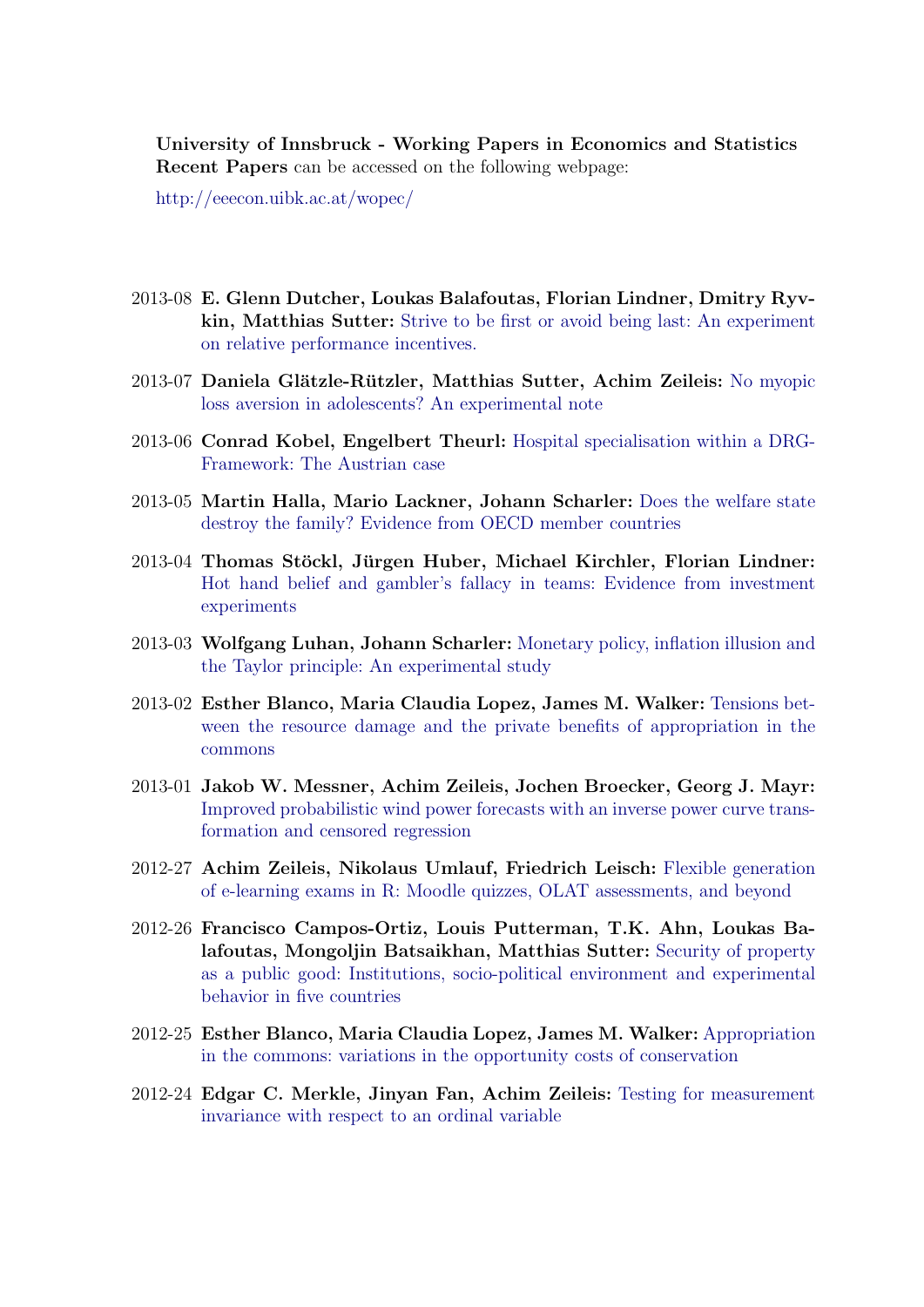**University of Innsbruck - Working Papers in Economics and Statistics**
**Recent Papers** can be accessed on the following webpage:

http://eeecon.uibk.ac.at/wopec/

- 2013-08 **E. Glenn Dutcher, Loukas Balafoutas, Florian Lindner, Dmitry Ryvkin, Matthias Sutter:** Strive to be first or avoid being last: An experiment on relative performance incentives.
- 2013-07 **Daniela Glätzle-Rützler, Matthias Sutter, Achim Zeileis:** No myopic loss aversion in adolescents? An experimental note
- 2013-06 **Conrad Kobel, Engelbert Theurl:** Hospital specialisation within a DRG-Framework: The Austrian case
- 2013-05 **Martin Halla, Mario Lackner, Johann Scharler:** Does the welfare state destroy the family? Evidence from OECD member countries
- 2013-04 **Thomas Stöckl, Jürgen Huber, Michael Kirchler, Florian Lindner:** Hot hand belief and gambler's fallacy in teams: Evidence from investment experiments
- 2013-03 **Wolfgang Luhan, Johann Scharler:** Monetary policy, inflation illusion and the Taylor principle: An experimental study
- 2013-02 **Esther Blanco, Maria Claudia Lopez, James M. Walker:** Tensions between the resource damage and the private benefits of appropriation in the commons
- 2013-01 **Jakob W. Messner, Achim Zeileis, Jochen Broecker, Georg J. Mayr:** Improved probabilistic wind power forecasts with an inverse power curve transformation and censored regression
- 2012-27 **Achim Zeileis, Nikolaus Umlauf, Friedrich Leisch:** Flexible generation of e-learning exams in R: Moodle quizzes, OLAT assessments, and beyond
- 2012-26 **Francisco Campos-Ortiz, Louis Putterman, T.K. Ahn, Loukas Balafoutas, Mongoljin Batsaikhan, Matthias Sutter:** Security of property as a public good: Institutions, socio-political environment and experimental behavior in five countries
- 2012-25 **Esther Blanco, Maria Claudia Lopez, James M. Walker:** Appropriation in the commons: variations in the opportunity costs of conservation
- 2012-24 **Edgar C. Merkle, Jinyan Fan, Achim Zeileis:** Testing for measurement invariance with respect to an ordinal variable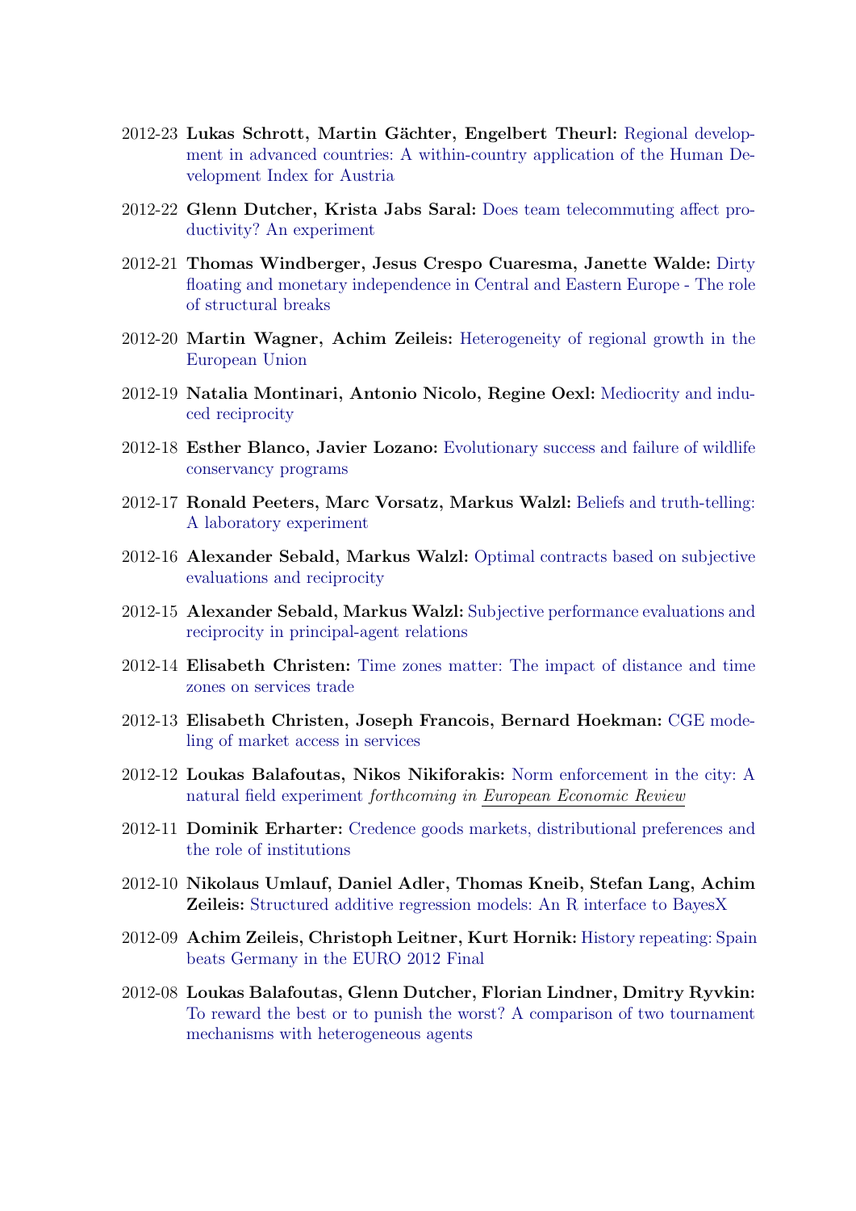2012-23 **Lukas Schrott, Martin Gächter, Engelbert Theurl:** Regional development in advanced countries: A within-country application of the Human Development Index for Austria

2012-22 **Glenn Dutcher, Krista Jabs Saral:** Does team telecommuting affect productivity? An experiment

2012-21 **Thomas Windberger, Jesus Crespo Cuaresma, Janette Walde:** Dirty floating and monetary independence in Central and Eastern Europe - The role of structural breaks

2012-20 **Martin Wagner, Achim Zeileis:** Heterogeneity of regional growth in the European Union

2012-19 **Natalia Montinari, Antonio Nicolo, Regine Oexl:** Mediocrity and induced reciprocity

2012-18 **Esther Blanco, Javier Lozano:** Evolutionary success and failure of wildlife conservancy programs

2012-17 **Ronald Peeters, Marc Vorsatz, Markus Walzl:** Beliefs and truth-telling: A laboratory experiment

2012-16 **Alexander Sebald, Markus Walzl:** Optimal contracts based on subjective evaluations and reciprocity

2012-15 **Alexander Sebald, Markus Walzl:** Subjective performance evaluations and reciprocity in principal-agent relations

2012-14 **Elisabeth Christen:** Time zones matter: The impact of distance and time zones on services trade

2012-13 **Elisabeth Christen, Joseph Francois, Bernard Hoekman:** CGE modeling of market access in services

2012-12 **Loukas Balafoutas, Nikos Nikiforakis:** Norm enforcement in the city: A natural field experiment *forthcoming in* European Economic Review

2012-11 **Dominik Erharter:** Credence goods markets, distributional preferences and the role of institutions

2012-10 **Nikolaus Umlauf, Daniel Adler, Thomas Kneib, Stefan Lang, Achim Zeileis:** Structured additive regression models: An R interface to BayesX

2012-09 **Achim Zeileis, Christoph Leitner, Kurt Hornik:** History repeating: Spain beats Germany in the EURO 2012 Final

2012-08 **Loukas Balafoutas, Glenn Dutcher, Florian Lindner, Dmitry Ryvkin:** To reward the best or to punish the worst? A comparison of two tournament mechanisms with heterogeneous agents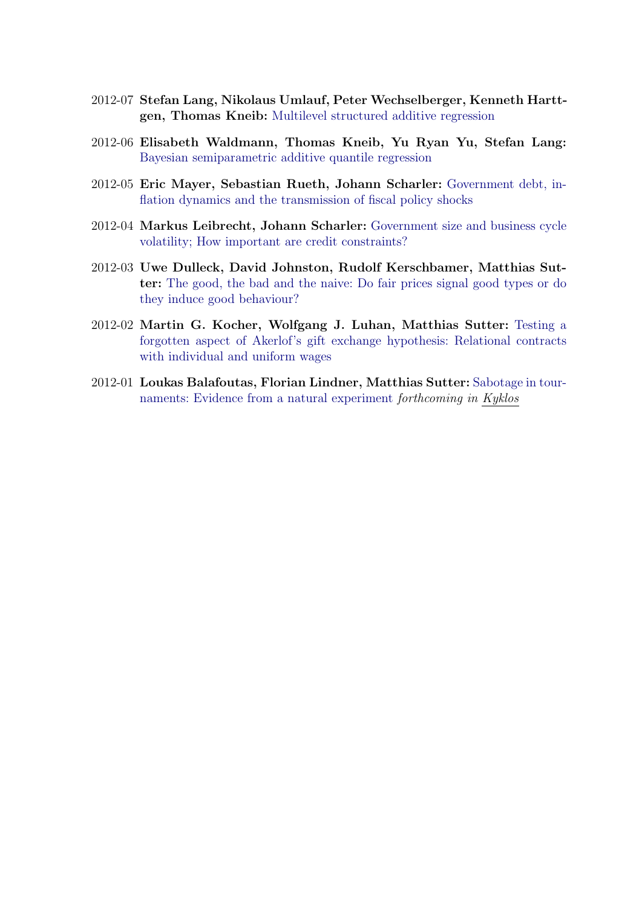2012-07 **Stefan Lang, Nikolaus Umlauf, Peter Wechselberger, Kenneth Harttgen, Thomas Kneib:** Multilevel structured additive regression

2012-06 **Elisabeth Waldmann, Thomas Kneib, Yu Ryan Yu, Stefan Lang:** Bayesian semiparametric additive quantile regression

2012-05 **Eric Mayer, Sebastian Rueth, Johann Scharler:** Government debt, inflation dynamics and the transmission of fiscal policy shocks

2012-04 **Markus Leibrecht, Johann Scharler:** Government size and business cycle volatility; How important are credit constraints?

2012-03 **Uwe Dulleck, David Johnston, Rudolf Kerschbamer, Matthias Sutter:** The good, the bad and the naive: Do fair prices signal good types or do they induce good behaviour?

2012-02 **Martin G. Kocher, Wolfgang J. Luhan, Matthias Sutter:** Testing a forgotten aspect of Akerlof's gift exchange hypothesis: Relational contracts with individual and uniform wages

2012-01 **Loukas Balafoutas, Florian Lindner, Matthias Sutter:** Sabotage in tournaments: Evidence from a natural experiment *forthcoming in* *Kyklos*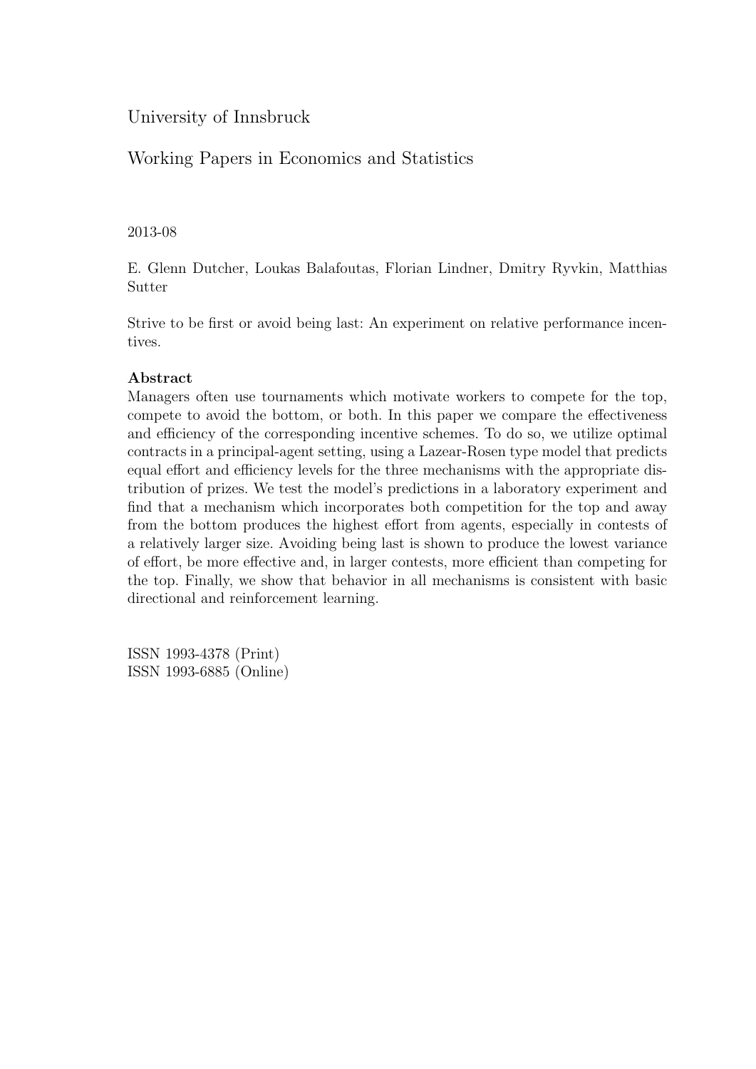University of Innsbruck

Working Papers in Economics and Statistics

2013-08

E. Glenn Dutcher, Loukas Balafoutas, Florian Lindner, Dmitry Ryvkin, Matthias Sutter

Strive to be first or avoid being last: An experiment on relative performance incentives.

**Abstract**

Managers often use tournaments which motivate workers to compete for the top, compete to avoid the bottom, or both. In this paper we compare the effectiveness and efficiency of the corresponding incentive schemes. To do so, we utilize optimal contracts in a principal-agent setting, using a Lazear-Rosen type model that predicts equal effort and efficiency levels for the three mechanisms with the appropriate distribution of prizes. We test the model's predictions in a laboratory experiment and find that a mechanism which incorporates both competition for the top and away from the bottom produces the highest effort from agents, especially in contests of a relatively larger size. Avoiding being last is shown to produce the lowest variance of effort, be more effective and, in larger contests, more efficient than competing for the top. Finally, we show that behavior in all mechanisms is consistent with basic directional and reinforcement learning.

ISSN 1993-4378 (Print)
ISSN 1993-6885 (Online)